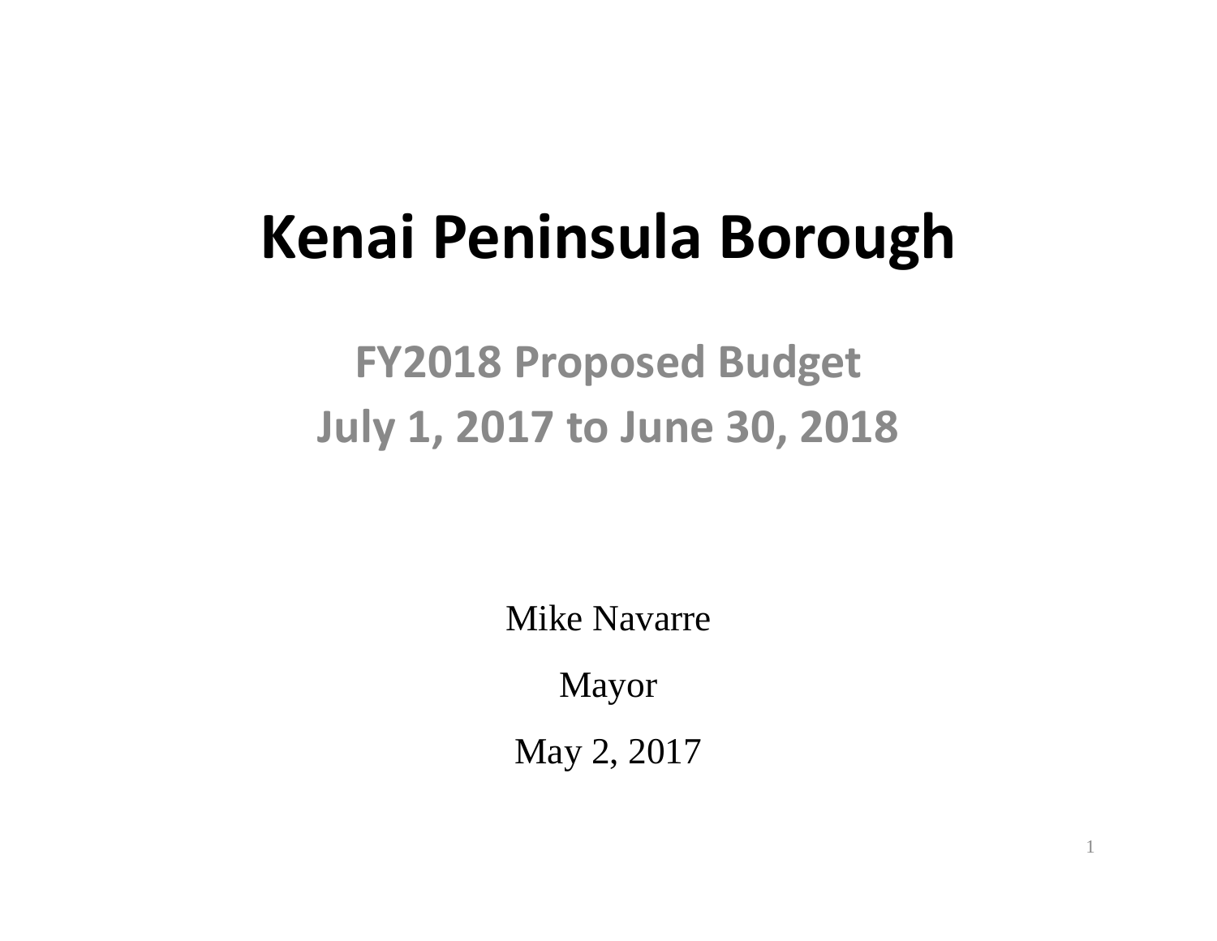# Kenai Peninsula Borough

## FY2018 Proposed Budget
## July 1, 2017 to June 30, 2018

Mike Navarre

Mayor

May 2, 2017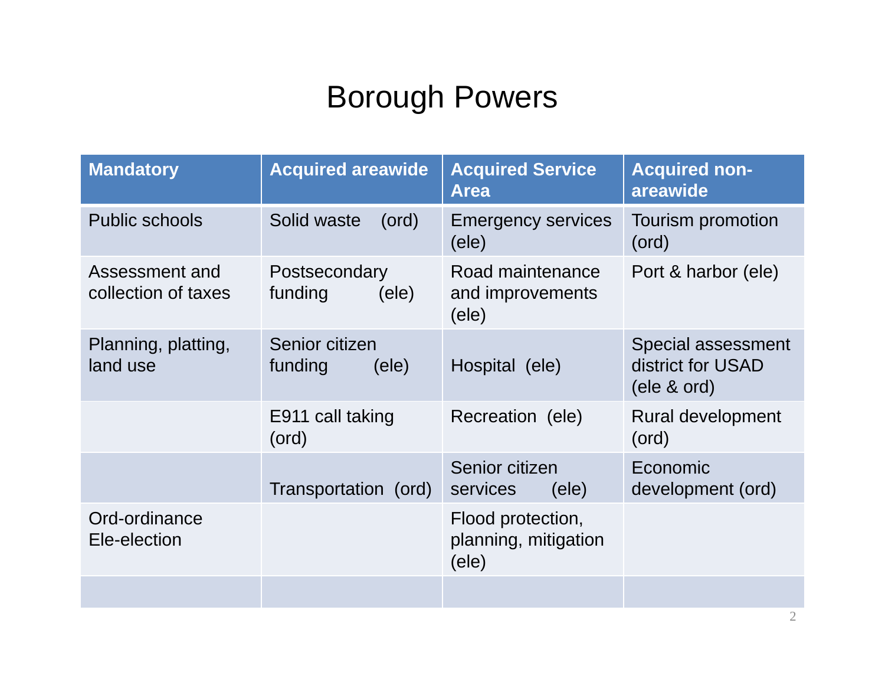# Borough Powers

| Mandatory | Acquired areawide | Acquired Service Area | Acquired non-areawide |
|---|---|---|---|
| Public schools | Solid waste (ord) | Emergency services (ele) | Tourism promotion (ord) |
| Assessment and collection of taxes | Postsecondary funding (ele) | Road maintenance and improvements (ele) | Port & harbor (ele) |
| Planning, platting, land use | Senior citizen funding (ele) | Hospital (ele) | Special assessment district for USAD (ele & ord) |
| | E911 call taking (ord) | Recreation (ele) | Rural development (ord) |
| | Transportation (ord) | Senior citizen services (ele) | Economic development (ord) |
| Ord-ordinance Ele-election | | Flood protection, planning, mitigation (ele) | |
| | | | |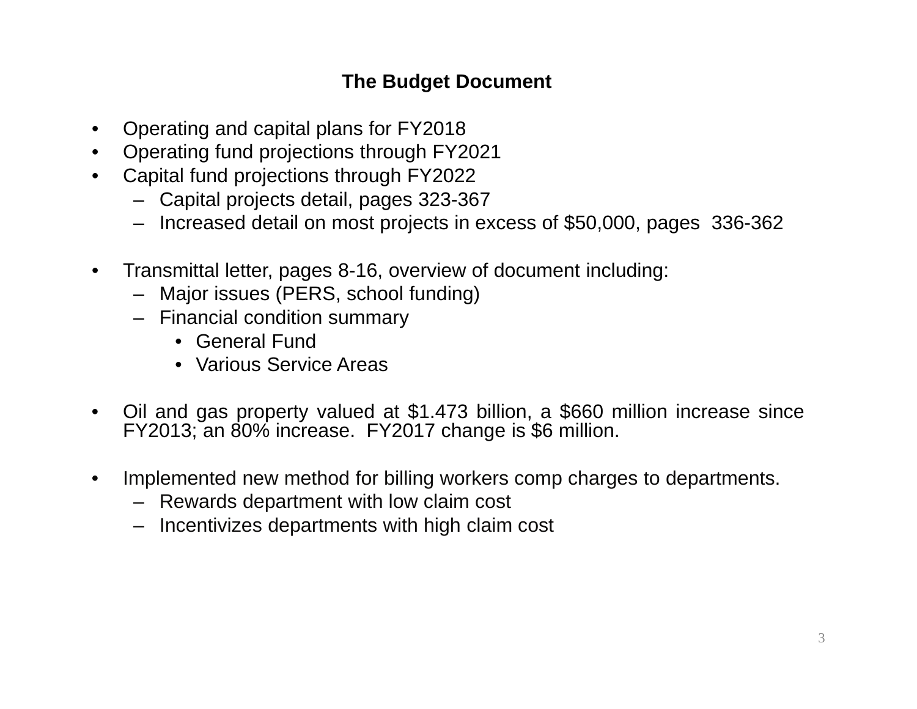## The Budget Document

- Operating and capital plans for FY2018
- Operating fund projections through FY2021
- Capital fund projections through FY2022
  - Capital projects detail, pages 323-367
  - Increased detail on most projects in excess of $50,000, pages 336-362

- Transmittal letter, pages 8-16, overview of document including:
  - Major issues (PERS, school funding)
  - Financial condition summary
    - General Fund
    - Various Service Areas

- Oil and gas property valued at $1.473 billion, a $660 million increase since FY2013; an 80% increase. FY2017 change is $6 million.

- Implemented new method for billing workers comp charges to departments.
  - Rewards department with low claim cost
  - Incentivizes departments with high claim cost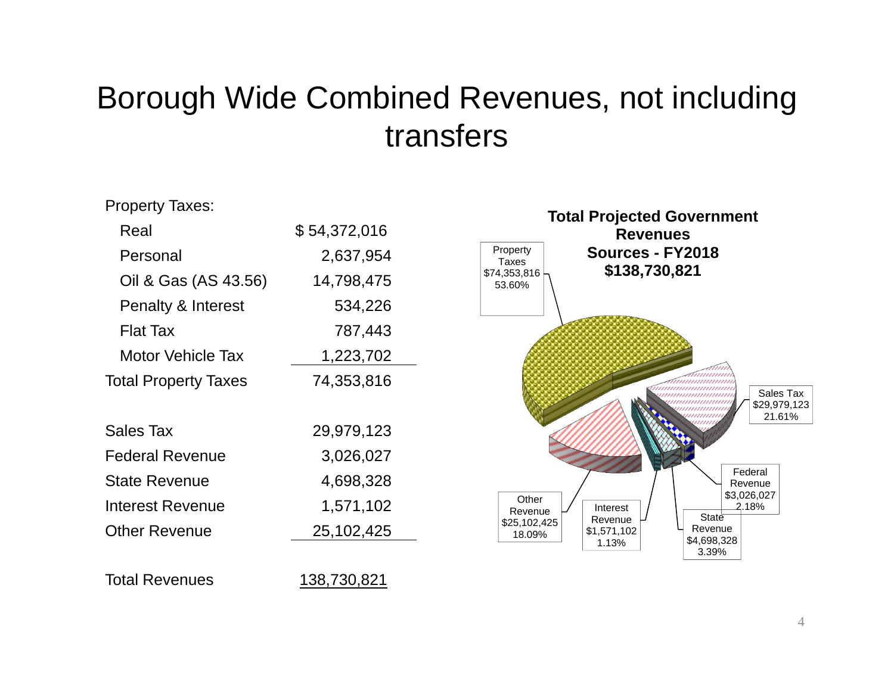# Borough Wide Combined Revenues, not including transfers

| | |
|---|---|
| Property Taxes: | |
| Real | $ 54,372,016 |
| Personal | 2,637,954 |
| Oil & Gas (AS 43.56) | 14,798,475 |
| Penalty & Interest | 534,226 |
| Flat Tax | 787,443 |
| Motor Vehicle Tax | 1,223,702 |
| Total Property Taxes | 74,353,816 |
| | |
| Sales Tax | 29,979,123 |
| Federal Revenue | 3,026,027 |
| State Revenue | 4,698,328 |
| Interest Revenue | 1,571,102 |
| Other Revenue | 25,102,425 |
| | |
| Total Revenues | 138,730,821 |

**Total Projected Government Revenues Sources - FY2018 $138,730,821**

| Source | Amount | Percent |
|---|---|---|
| Property Taxes | $74,353,816 | 53.60% |
| Sales Tax | $29,979,123 | 21.61% |
| Federal Revenue | $3,026,027 | 2.18% |
| State Revenue | $4,698,328 | 3.39% |
| Interest Revenue | $1,571,102 | 1.13% |
| Other Revenue | $25,102,425 | 18.09% |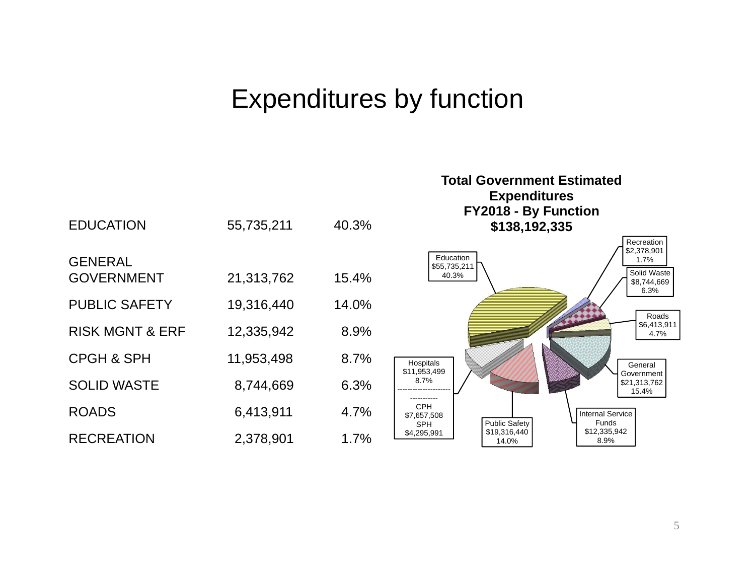# Expenditures by function

| | | |
|---|---|---|
| EDUCATION | 55,735,211 | 40.3% |
| GENERAL GOVERNMENT | 21,313,762 | 15.4% |
| PUBLIC SAFETY | 19,316,440 | 14.0% |
| RISK MGNT & ERF | 12,335,942 | 8.9% |
| CPGH & SPH | 11,953,498 | 8.7% |
| SOLID WASTE | 8,744,669 | 6.3% |
| ROADS | 6,413,911 | 4.7% |
| RECREATION | 2,378,901 | 1.7% |

**Total Government Estimated Expenditures FY2018 - By Function $138,192,335**

- Education $55,735,211 40.3%
- Recreation $2,378,901 1.7%
- Solid Waste $8,744,669 6.3%
- Roads $6,413,911 4.7%
- General Government $21,313,762 15.4%
- Internal Service Funds $12,335,942 8.9%
- Public Safety $19,316,440 14.0%
- Hospitals $11,953,499 8.7%
  - CPH $7,657,508
  - SPH $4,295,991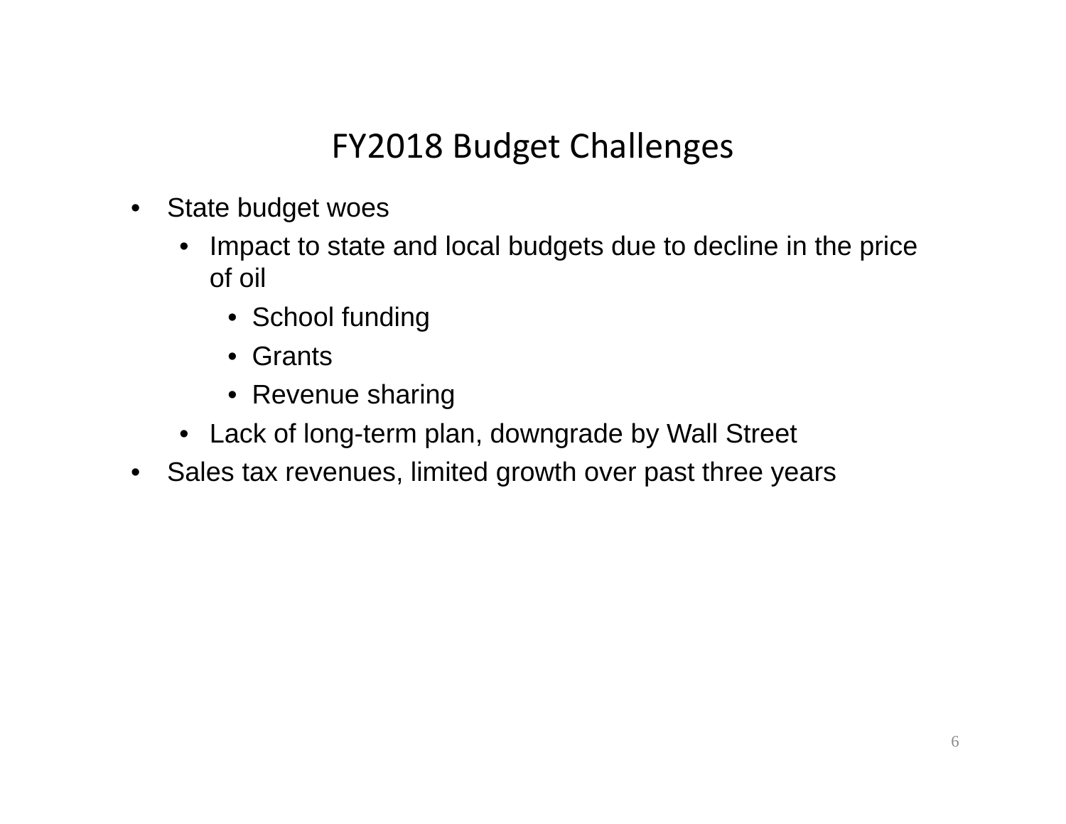# FY2018 Budget Challenges

- State budget woes
  - Impact to state and local budgets due to decline in the price of oil
    - School funding
    - Grants
    - Revenue sharing
  - Lack of long-term plan, downgrade by Wall Street
- Sales tax revenues, limited growth over past three years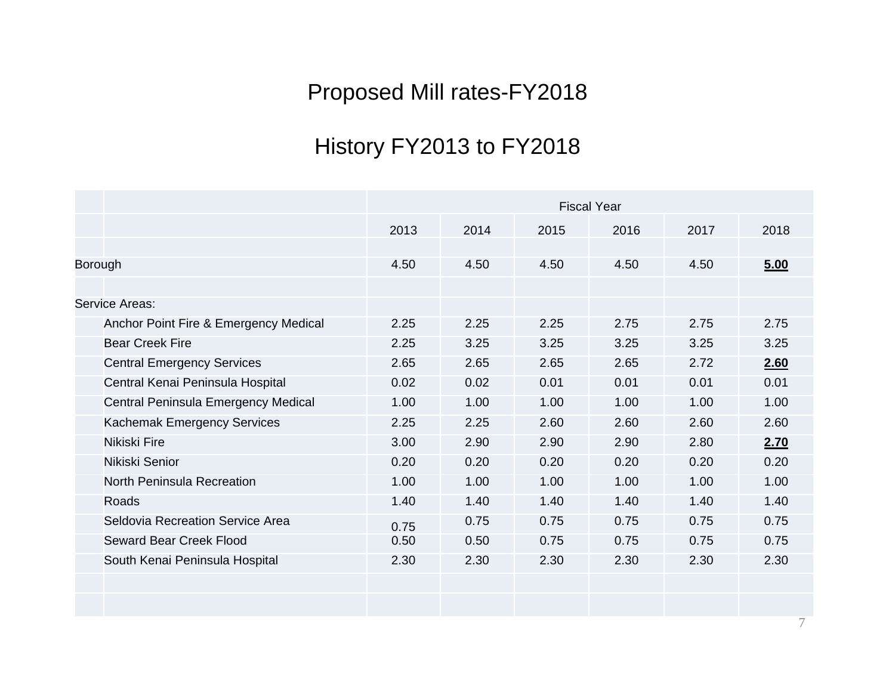# Proposed Mill rates-FY2018

## History FY2013 to FY2018

| | Fiscal Year | | | | | |
|---|---|---|---|---|---|---|
| | 2013 | 2014 | 2015 | 2016 | 2017 | 2018 |
| Borough | 4.50 | 4.50 | 4.50 | 4.50 | 4.50 | **5.00** |
| Service Areas: | | | | | | |
| Anchor Point Fire & Emergency Medical | 2.25 | 2.25 | 2.25 | 2.75 | 2.75 | 2.75 |
| Bear Creek Fire | 2.25 | 3.25 | 3.25 | 3.25 | 3.25 | 3.25 |
| Central Emergency Services | 2.65 | 2.65 | 2.65 | 2.65 | 2.72 | **2.60** |
| Central Kenai Peninsula Hospital | 0.02 | 0.02 | 0.01 | 0.01 | 0.01 | 0.01 |
| Central Peninsula Emergency Medical | 1.00 | 1.00 | 1.00 | 1.00 | 1.00 | 1.00 |
| Kachemak Emergency Services | 2.25 | 2.25 | 2.60 | 2.60 | 2.60 | 2.60 |
| Nikiski Fire | 3.00 | 2.90 | 2.90 | 2.90 | 2.80 | **2.70** |
| Nikiski Senior | 0.20 | 0.20 | 0.20 | 0.20 | 0.20 | 0.20 |
| North Peninsula Recreation | 1.00 | 1.00 | 1.00 | 1.00 | 1.00 | 1.00 |
| Roads | 1.40 | 1.40 | 1.40 | 1.40 | 1.40 | 1.40 |
| Seldovia Recreation Service Area | 0.75 | 0.75 | 0.75 | 0.75 | 0.75 | 0.75 |
| Seward Bear Creek Flood | 0.50 | 0.50 | 0.75 | 0.75 | 0.75 | 0.75 |
| South Kenai Peninsula Hospital | 2.30 | 2.30 | 2.30 | 2.30 | 2.30 | 2.30 |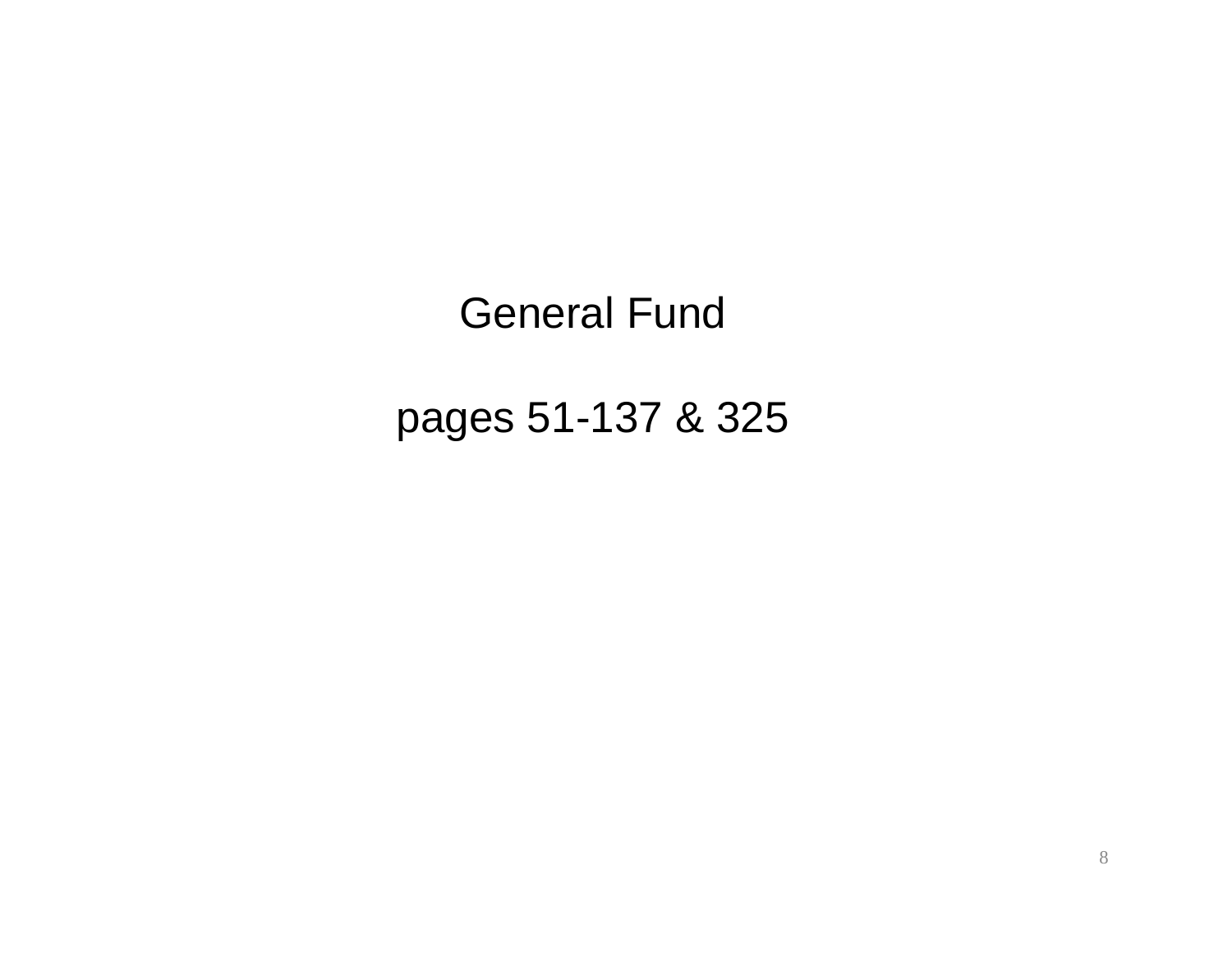# General Fund

pages 51-137 & 325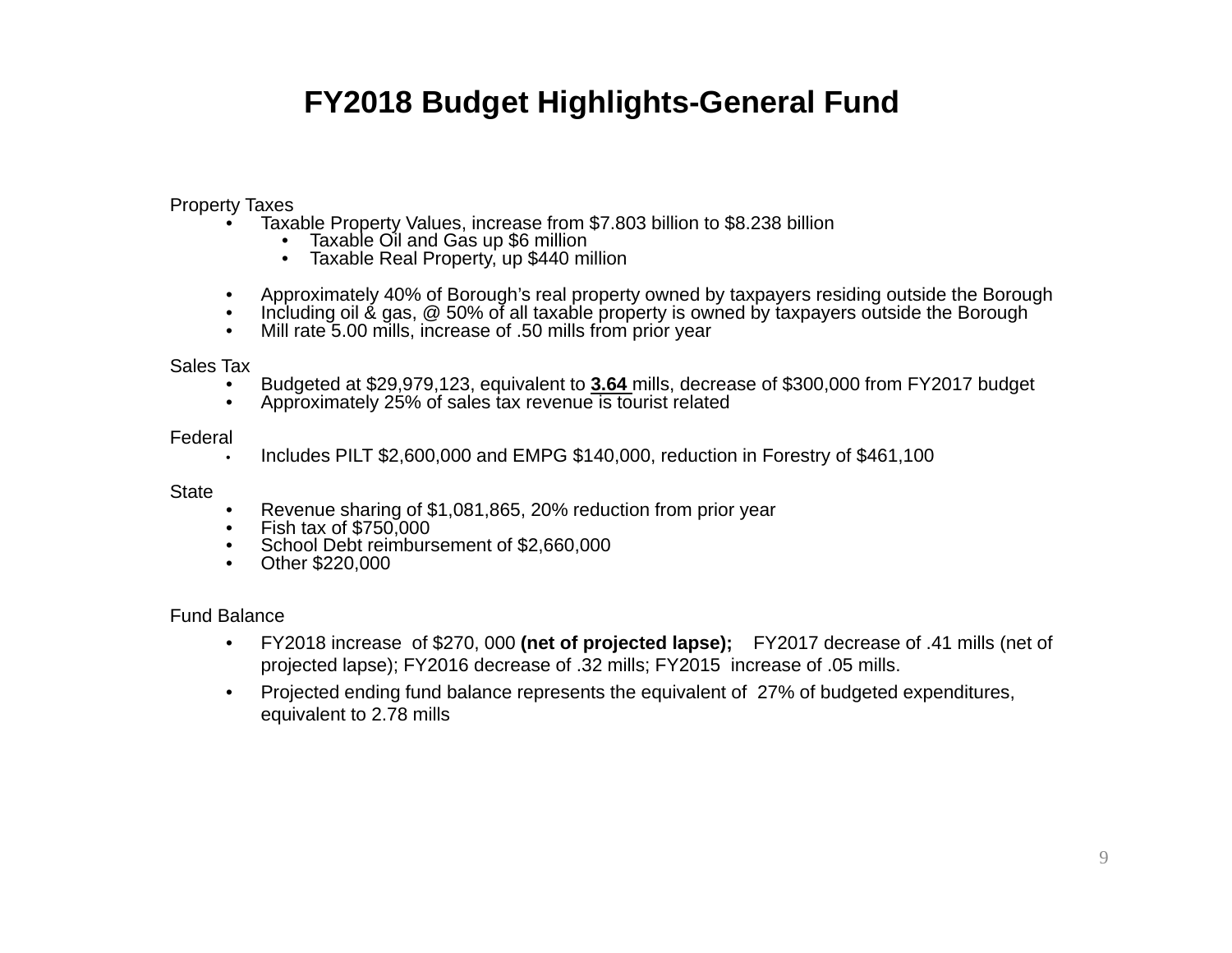# FY2018 Budget Highlights-General Fund

Property Taxes

- Taxable Property Values, increase from $7.803 billion to $8.238 billion
  - Taxable Oil and Gas up $6 million
  - Taxable Real Property, up $440 million
- Approximately 40% of Borough's real property owned by taxpayers residing outside the Borough
- Including oil & gas, @ 50% of all taxable property is owned by taxpayers outside the Borough
- Mill rate 5.00 mills, increase of .50 mills from prior year

Sales Tax

- Budgeted at $29,979,123, equivalent to **3.64** mills, decrease of $300,000 from FY2017 budget
- Approximately 25% of sales tax revenue is tourist related

Federal

- Includes PILT $2,600,000 and EMPG $140,000, reduction in Forestry of $461,100

State

- Revenue sharing of $1,081,865, 20% reduction from prior year
- Fish tax of $750,000
- School Debt reimbursement of $2,660,000
- Other $220,000

Fund Balance

- FY2018 increase of $270, 000 **(net of projected lapse);** FY2017 decrease of .41 mills (net of projected lapse); FY2016 decrease of .32 mills; FY2015 increase of .05 mills.
- Projected ending fund balance represents the equivalent of 27% of budgeted expenditures, equivalent to 2.78 mills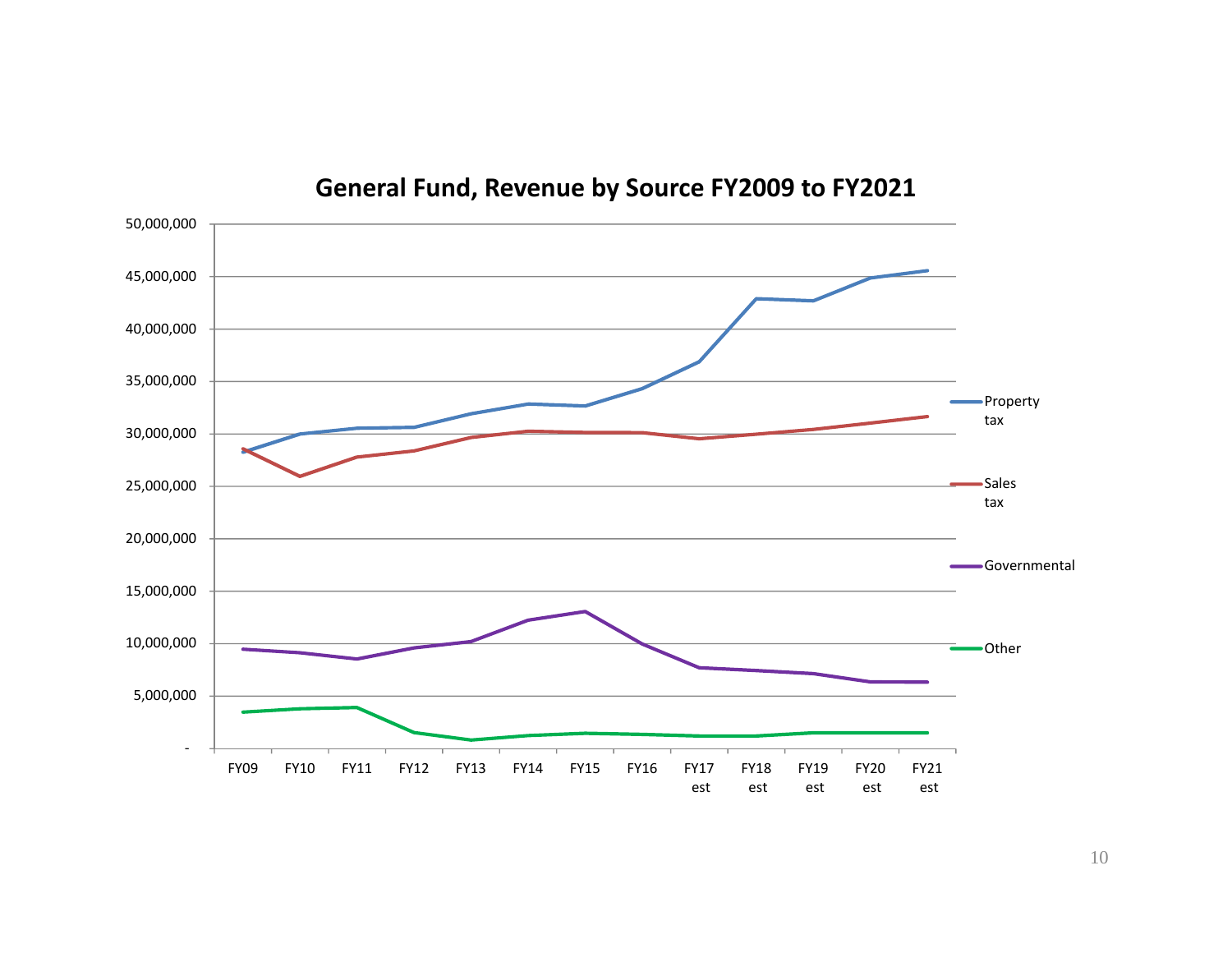## General Fund, Revenue by Source FY2009 to FY2021

50,000,000
45,000,000
40,000,000
35,000,000
30,000,000
25,000,000
20,000,000
15,000,000
10,000,000
5,000,000
-

FY09 FY10 FY11 FY12 FY13 FY14 FY15 FY16 FY17 est FY18 est FY19 est FY20 est FY21 est

Property tax
Sales tax
Governmental
Other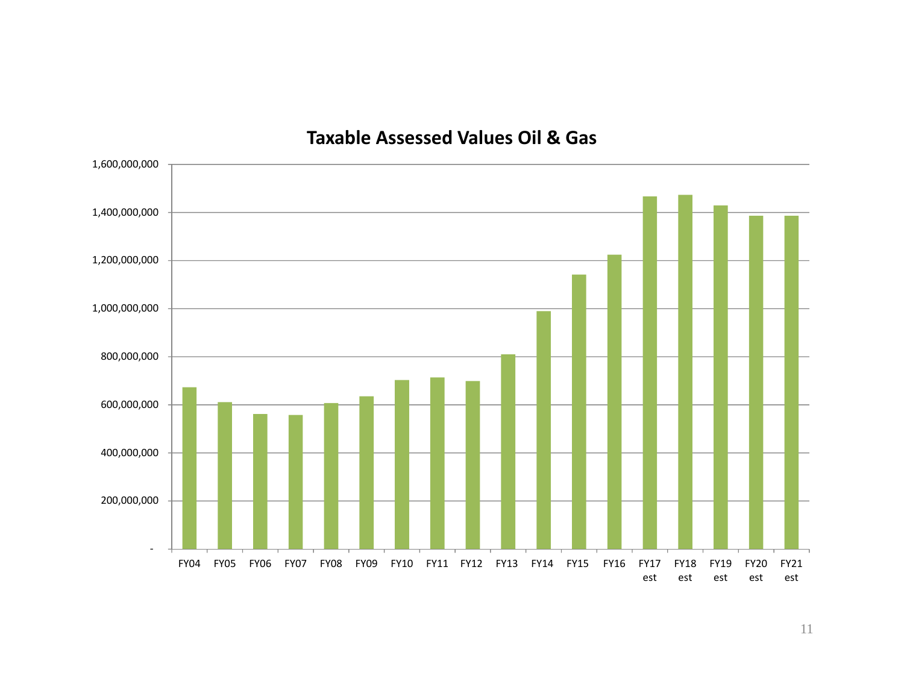## Taxable Assessed Values Oil & Gas

1,600,000,000
1,400,000,000
1,200,000,000
1,000,000,000
800,000,000
600,000,000
400,000,000
200,000,000
-

FY04 FY05 FY06 FY07 FY08 FY09 FY10 FY11 FY12 FY13 FY14 FY15 FY16 FY17 est FY18 est FY19 est FY20 est FY21 est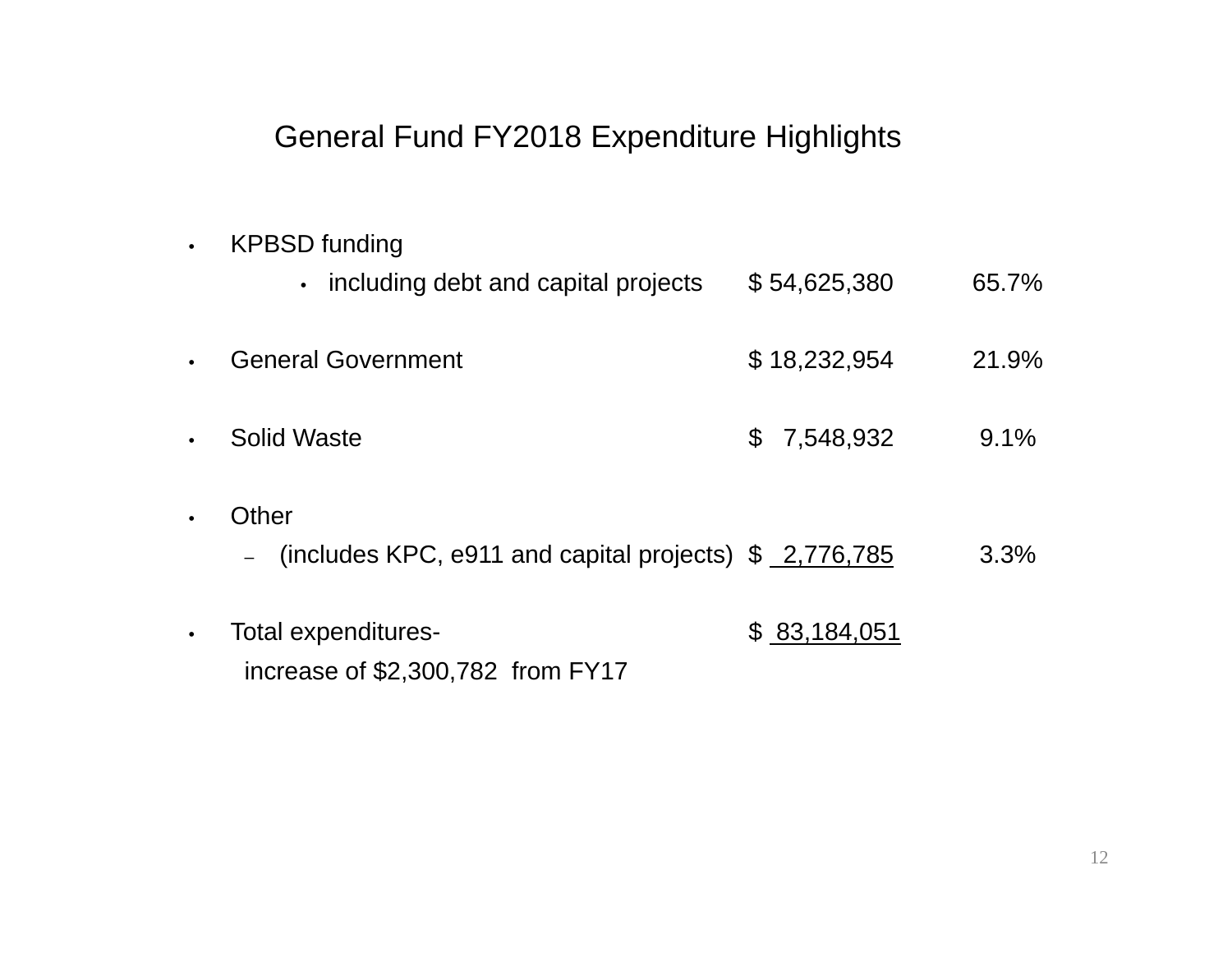# General Fund FY2018 Expenditure Highlights

- KPBSD funding
  - including debt and capital projects $ 54,625,380 65.7%
- General Government $ 18,232,954 21.9%
- Solid Waste $ 7,548,932 9.1%
- Other
  - (includes KPC, e911 and capital projects) $ 2,776,785 3.3%
- Total expenditures- $ 83,184,051

  increase of $2,300,782 from FY17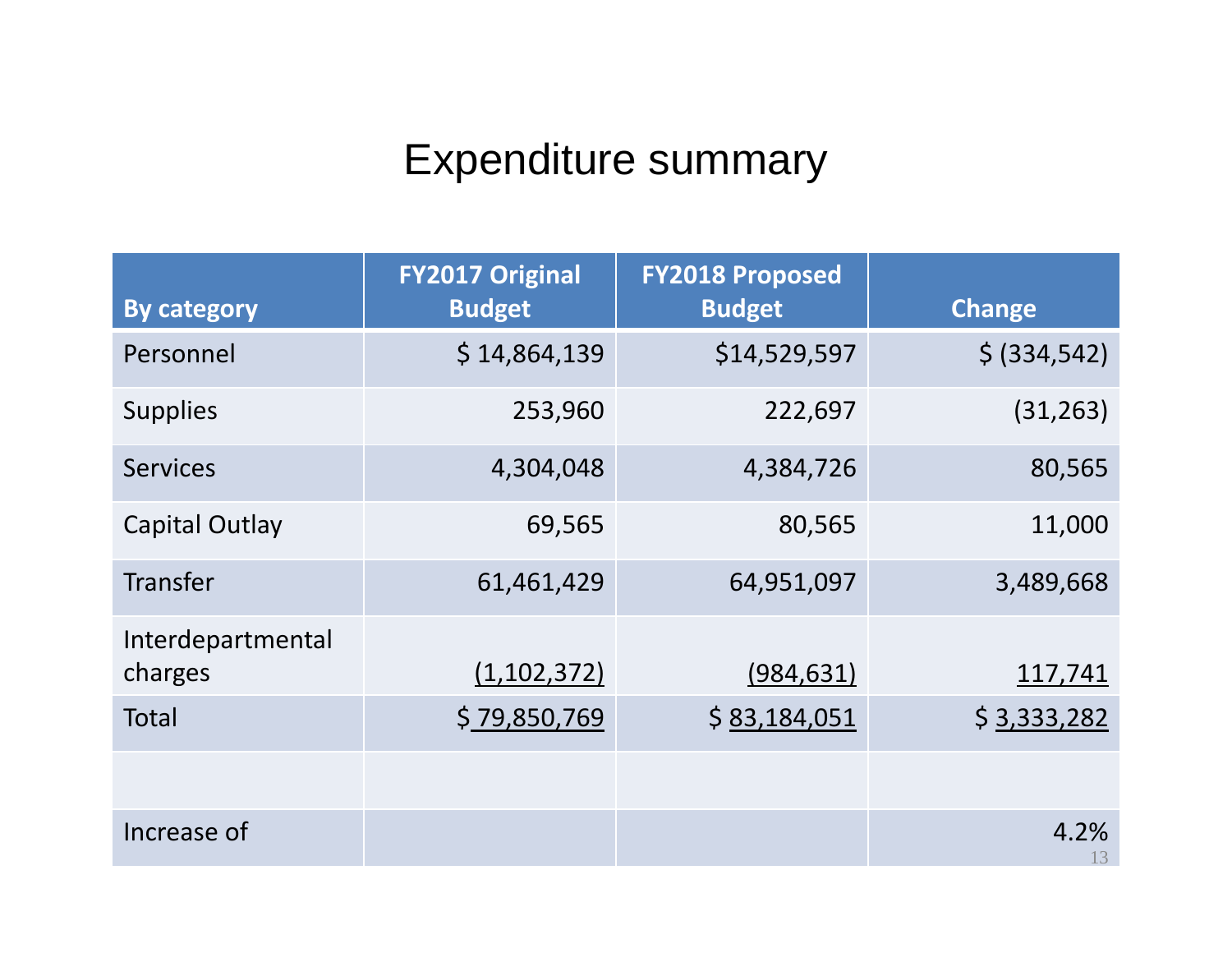# Expenditure summary

| By category | FY2017 Original Budget | FY2018 Proposed Budget | Change |
|---|---|---|---|
| Personnel | $ 14,864,139 | $14,529,597 | $ (334,542) |
| Supplies | 253,960 | 222,697 | (31,263) |
| Services | 4,304,048 | 4,384,726 | 80,565 |
| Capital Outlay | 69,565 | 80,565 | 11,000 |
| Transfer | 61,461,429 | 64,951,097 | 3,489,668 |
| Interdepartmental charges | (1,102,372) | (984,631) | 117,741 |
| Total | $ 79,850,769 | $ 83,184,051 | $ 3,333,282 |
| | | | |
| Increase of | | | 4.2% |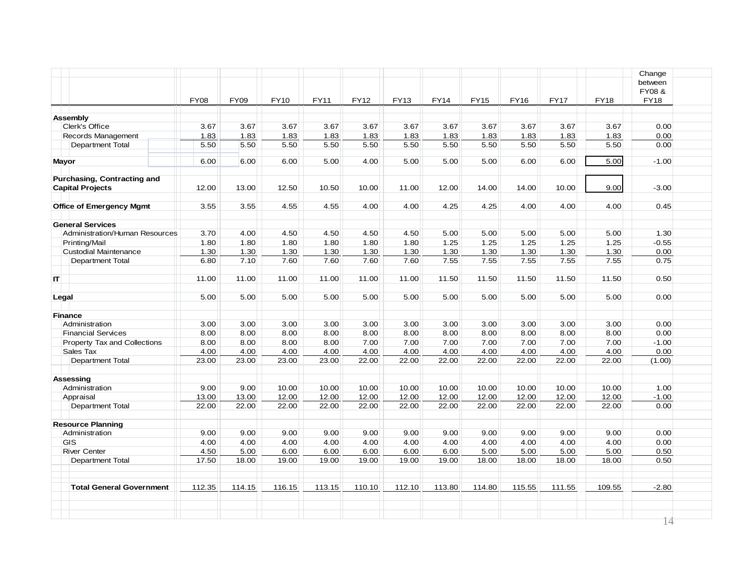| | FY08 | FY09 | FY10 | FY11 | FY12 | FY13 | FY14 | FY15 | FY16 | FY17 | FY18 | Change between FY08 & FY18 |
|---|---|---|---|---|---|---|---|---|---|---|---|---|
| **Assembly** | | | | | | | | | | | | |
| Clerk's Office | 3.67 | 3.67 | 3.67 | 3.67 | 3.67 | 3.67 | 3.67 | 3.67 | 3.67 | 3.67 | 3.67 | 0.00 |
| Records Management | 1.83 | 1.83 | 1.83 | 1.83 | 1.83 | 1.83 | 1.83 | 1.83 | 1.83 | 1.83 | 1.83 | 0.00 |
| Department Total | 5.50 | 5.50 | 5.50 | 5.50 | 5.50 | 5.50 | 5.50 | 5.50 | 5.50 | 5.50 | 5.50 | 0.00 |
| **Mayor** | 6.00 | 6.00 | 6.00 | 5.00 | 4.00 | 5.00 | 5.00 | 5.00 | 6.00 | 6.00 | 5.00 | -1.00 |
| **Purchasing, Contracting and Capital Projects** | 12.00 | 13.00 | 12.50 | 10.50 | 10.00 | 11.00 | 12.00 | 14.00 | 14.00 | 10.00 | 9.00 | -3.00 |
| **Office of Emergency Mgmt** | 3.55 | 3.55 | 4.55 | 4.55 | 4.00 | 4.00 | 4.25 | 4.25 | 4.00 | 4.00 | 4.00 | 0.45 |
| **General Services** | | | | | | | | | | | | |
| Administration/Human Resources | 3.70 | 4.00 | 4.50 | 4.50 | 4.50 | 4.50 | 5.00 | 5.00 | 5.00 | 5.00 | 5.00 | 1.30 |
| Printing/Mail | 1.80 | 1.80 | 1.80 | 1.80 | 1.80 | 1.80 | 1.25 | 1.25 | 1.25 | 1.25 | 1.25 | -0.55 |
| Custodial Maintenance | 1.30 | 1.30 | 1.30 | 1.30 | 1.30 | 1.30 | 1.30 | 1.30 | 1.30 | 1.30 | 1.30 | 0.00 |
| Department Total | 6.80 | 7.10 | 7.60 | 7.60 | 7.60 | 7.60 | 7.55 | 7.55 | 7.55 | 7.55 | 7.55 | 0.75 |
| **IT** | 11.00 | 11.00 | 11.00 | 11.00 | 11.00 | 11.00 | 11.50 | 11.50 | 11.50 | 11.50 | 11.50 | 0.50 |
| **Legal** | 5.00 | 5.00 | 5.00 | 5.00 | 5.00 | 5.00 | 5.00 | 5.00 | 5.00 | 5.00 | 5.00 | 0.00 |
| **Finance** | | | | | | | | | | | | |
| Administration | 3.00 | 3.00 | 3.00 | 3.00 | 3.00 | 3.00 | 3.00 | 3.00 | 3.00 | 3.00 | 3.00 | 0.00 |
| Financial Services | 8.00 | 8.00 | 8.00 | 8.00 | 8.00 | 8.00 | 8.00 | 8.00 | 8.00 | 8.00 | 8.00 | 0.00 |
| Property Tax and Collections | 8.00 | 8.00 | 8.00 | 8.00 | 7.00 | 7.00 | 7.00 | 7.00 | 7.00 | 7.00 | 7.00 | -1.00 |
| Sales Tax | 4.00 | 4.00 | 4.00 | 4.00 | 4.00 | 4.00 | 4.00 | 4.00 | 4.00 | 4.00 | 4.00 | 0.00 |
| Department Total | 23.00 | 23.00 | 23.00 | 23.00 | 22.00 | 22.00 | 22.00 | 22.00 | 22.00 | 22.00 | 22.00 | (1.00) |
| **Assessing** | | | | | | | | | | | | |
| Administration | 9.00 | 9.00 | 10.00 | 10.00 | 10.00 | 10.00 | 10.00 | 10.00 | 10.00 | 10.00 | 10.00 | 1.00 |
| Appraisal | 13.00 | 13.00 | 12.00 | 12.00 | 12.00 | 12.00 | 12.00 | 12.00 | 12.00 | 12.00 | 12.00 | -1.00 |
| Department Total | 22.00 | 22.00 | 22.00 | 22.00 | 22.00 | 22.00 | 22.00 | 22.00 | 22.00 | 22.00 | 22.00 | 0.00 |
| **Resource Planning** | | | | | | | | | | | | |
| Administration | 9.00 | 9.00 | 9.00 | 9.00 | 9.00 | 9.00 | 9.00 | 9.00 | 9.00 | 9.00 | 9.00 | 0.00 |
| GIS | 4.00 | 4.00 | 4.00 | 4.00 | 4.00 | 4.00 | 4.00 | 4.00 | 4.00 | 4.00 | 4.00 | 0.00 |
| River Center | 4.50 | 5.00 | 6.00 | 6.00 | 6.00 | 6.00 | 6.00 | 5.00 | 5.00 | 5.00 | 5.00 | 0.50 |
| Department Total | 17.50 | 18.00 | 19.00 | 19.00 | 19.00 | 19.00 | 19.00 | 18.00 | 18.00 | 18.00 | 18.00 | 0.50 |
| **Total General Government** | 112.35 | 114.15 | 116.15 | 113.15 | 110.10 | 112.10 | 113.80 | 114.80 | 115.55 | 111.55 | 109.55 | -2.80 |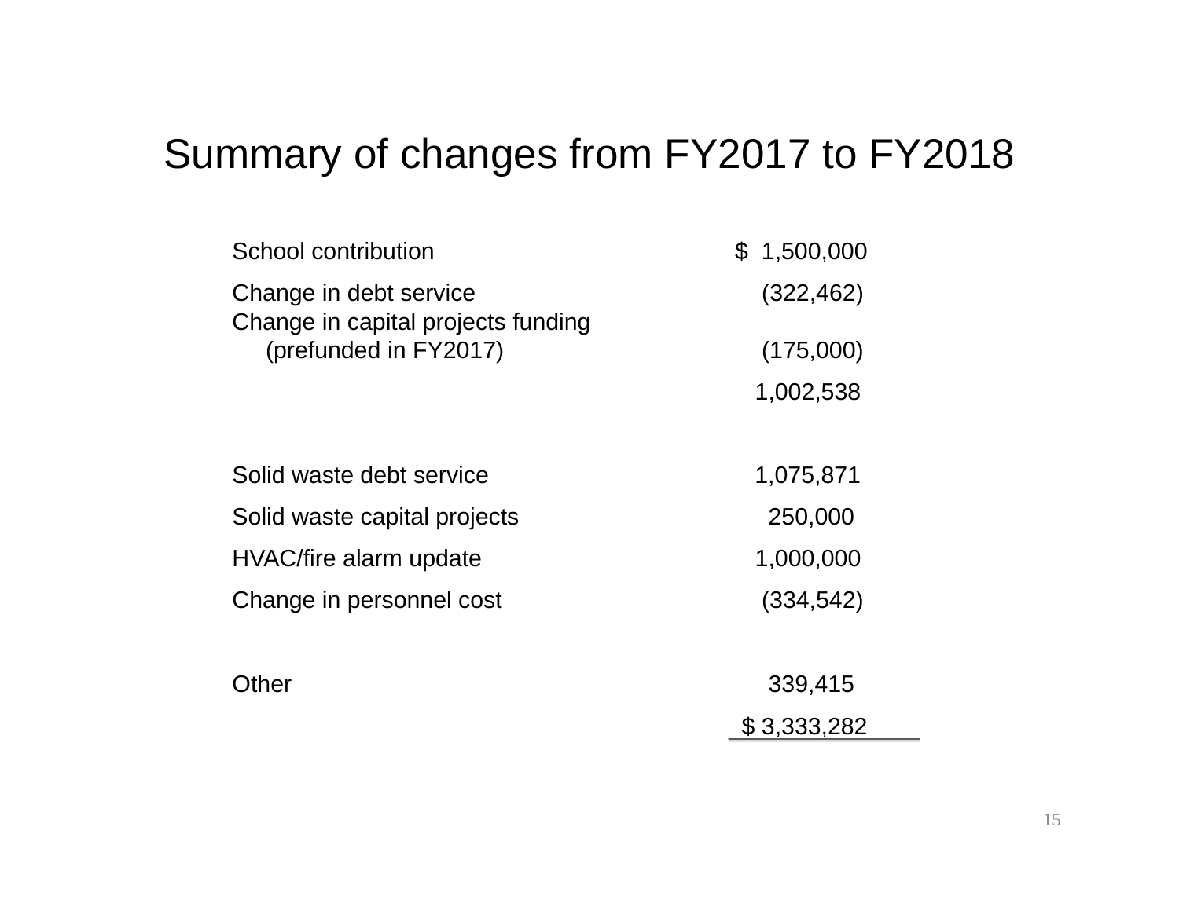# Summary of changes from FY2017 to FY2018

| | |
|---|---|
| School contribution | $ 1,500,000 |
| Change in debt service | (322,462) |
| Change in capital projects funding (prefunded in FY2017) | (175,000) |
| | 1,002,538 |
| | |
| Solid waste debt service | 1,075,871 |
| Solid waste capital projects | 250,000 |
| HVAC/fire alarm update | 1,000,000 |
| Change in personnel cost | (334,542) |
| | |
| Other | 339,415 |
| | $ 3,333,282 |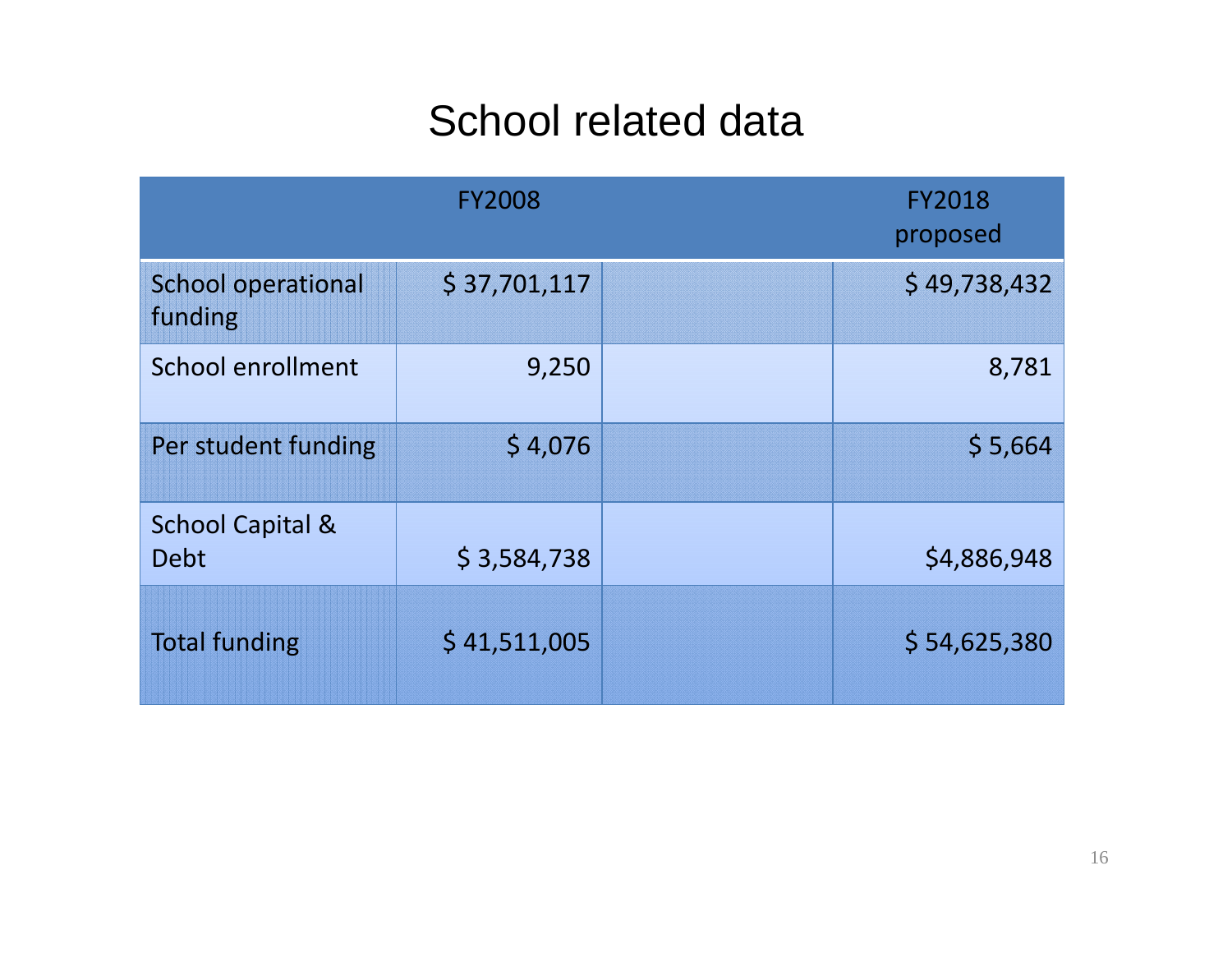# School related data

| | FY2008 | | FY2018 proposed |
|---|---|---|---|
| School operational funding | $ 37,701,117 | | $ 49,738,432 |
| School enrollment | 9,250 | | 8,781 |
| Per student funding | $ 4,076 | | $ 5,664 |
| School Capital & Debt | $ 3,584,738 | | $4,886,948 |
| Total funding | $ 41,511,005 | | $ 54,625,380 |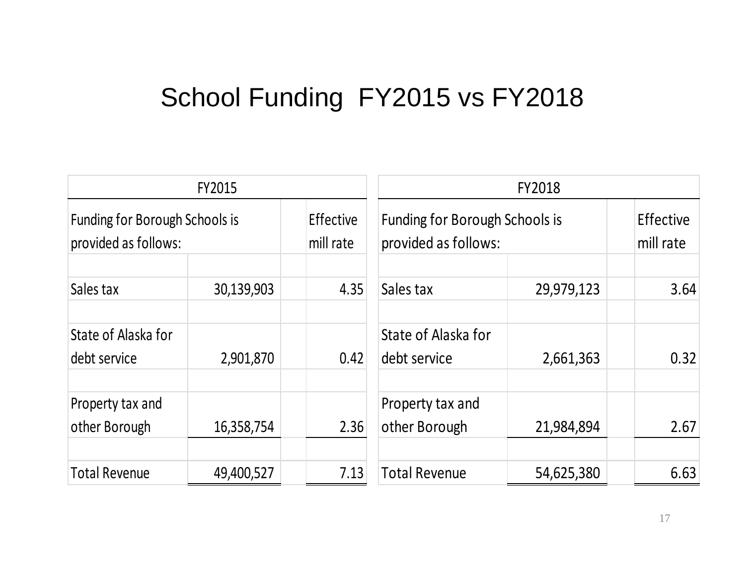# School Funding FY2015 vs FY2018

| FY2015 | | | FY2018 | | |
|---|---|---|---|---|---|
| Funding for Borough Schools is provided as follows: | | Effective mill rate | Funding for Borough Schools is provided as follows: | | Effective mill rate |
| Sales tax | 30,139,903 | 4.35 | Sales tax | 29,979,123 | 3.64 |
| State of Alaska for debt service | 2,901,870 | 0.42 | State of Alaska for debt service | 2,661,363 | 0.32 |
| Property tax and other Borough | 16,358,754 | 2.36 | Property tax and other Borough | 21,984,894 | 2.67 |
| Total Revenue | 49,400,527 | 7.13 | Total Revenue | 54,625,380 | 6.63 |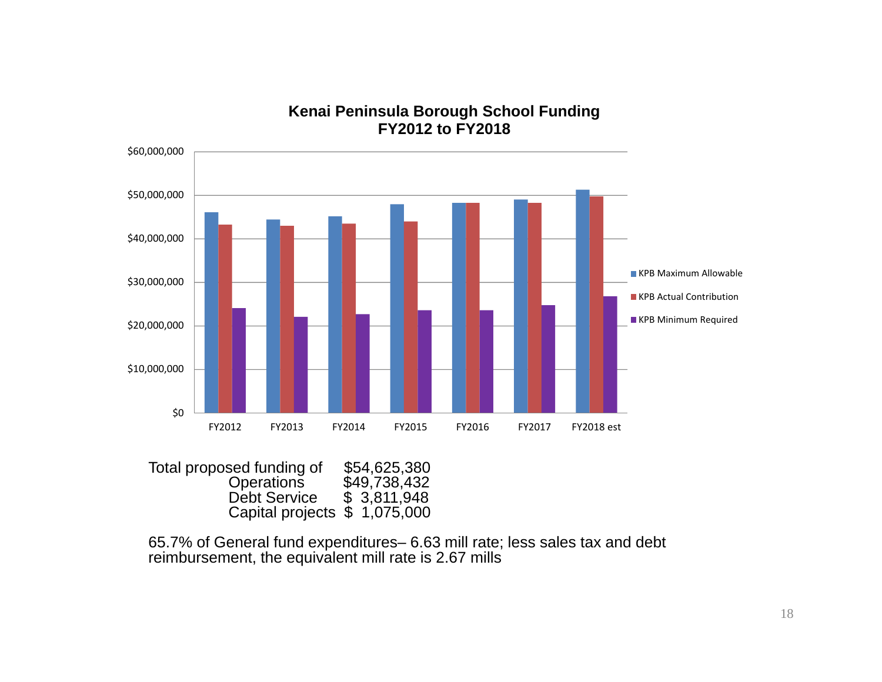**Kenai Peninsula Borough School Funding**
**FY2012 to FY2018**

$60,000,000
$50,000,000
$40,000,000
$30,000,000
$20,000,000
$10,000,000
$0

FY2012 FY2013 FY2014 FY2015 FY2016 FY2017 FY2018 est

- KPB Maximum Allowable
- KPB Actual Contribution
- KPB Minimum Required

| Total proposed funding of | $54,625,380 |
|---|---|
| Operations | $49,738,432 |
| Debt Service | $ 3,811,948 |
| Capital projects | $ 1,075,000 |

65.7% of General fund expenditures– 6.63 mill rate; less sales tax and debt reimbursement, the equivalent mill rate is 2.67 mills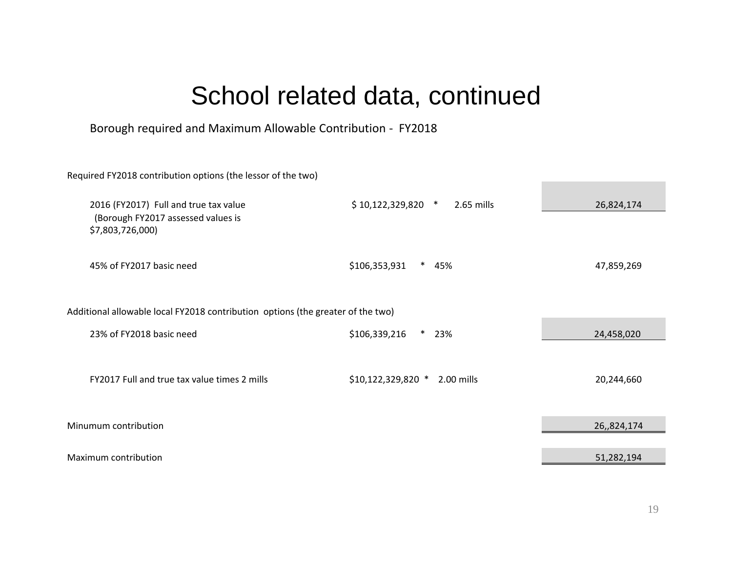# School related data, continued

Borough required and Maximum Allowable Contribution - FY2018

| | | |
|---|---|---|
| **Required FY2018 contribution options (the lessor of the two)** | | |
| 2016 (FY2017) Full and true tax value (Borough FY2017 assessed values is $7,803,726,000) | $ 10,122,329,820 * 2.65 mills | 26,824,174 |
| 45% of FY2017 basic need | $106,353,931 * 45% | 47,859,269 |
| **Additional allowable local FY2018 contribution options (the greater of the two)** | | |
| 23% of FY2018 basic need | $106,339,216 * 23% | 24,458,020 |
| FY2017 Full and true tax value times 2 mills | $10,122,329,820 * 2.00 mills | 20,244,660 |
| Minumum contribution | | 26,,824,174 |
| Maximum contribution | | 51,282,194 |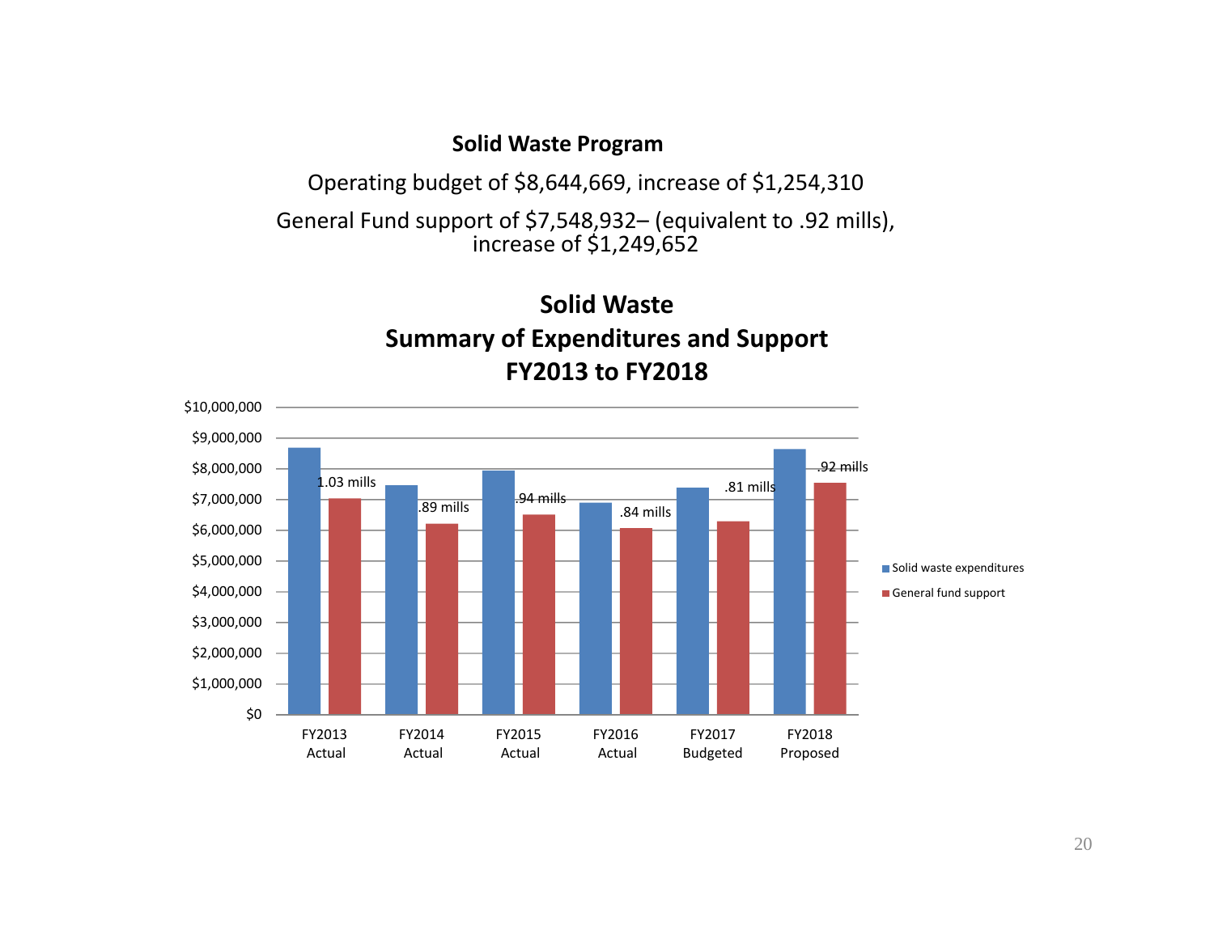## Solid Waste Program

Operating budget of $8,644,669, increase of $1,254,310

General Fund support of $7,548,932– (equivalent to .92 mills), increase of $1,249,652

### Solid Waste
### Summary of Expenditures and Support
### FY2013 to FY2018

| | Solid waste expenditures | General fund support | Mills |
|---|---|---|---|
| FY2013 Actual | | | 1.03 mills |
| FY2014 Actual | | | .89 mills |
| FY2015 Actual | | | .94 mills |
| FY2016 Actual | | | .84 mills |
| FY2017 Budgeted | | | .81 mills |
| FY2018 Proposed | | | .92 mills |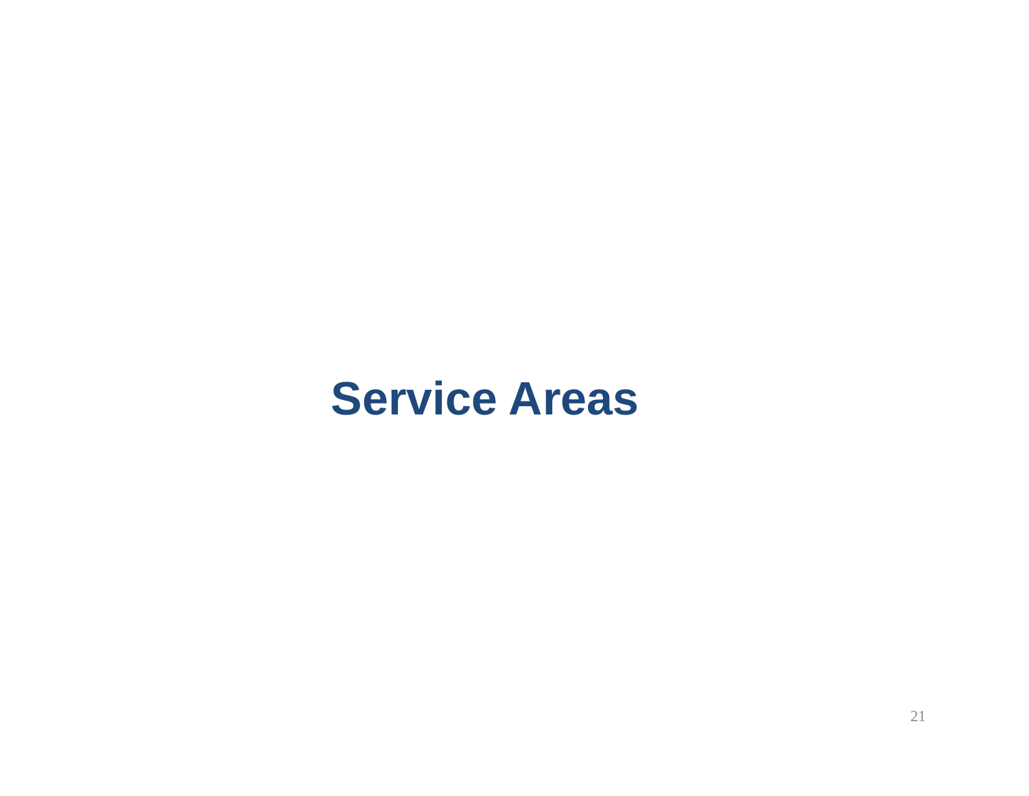# Service Areas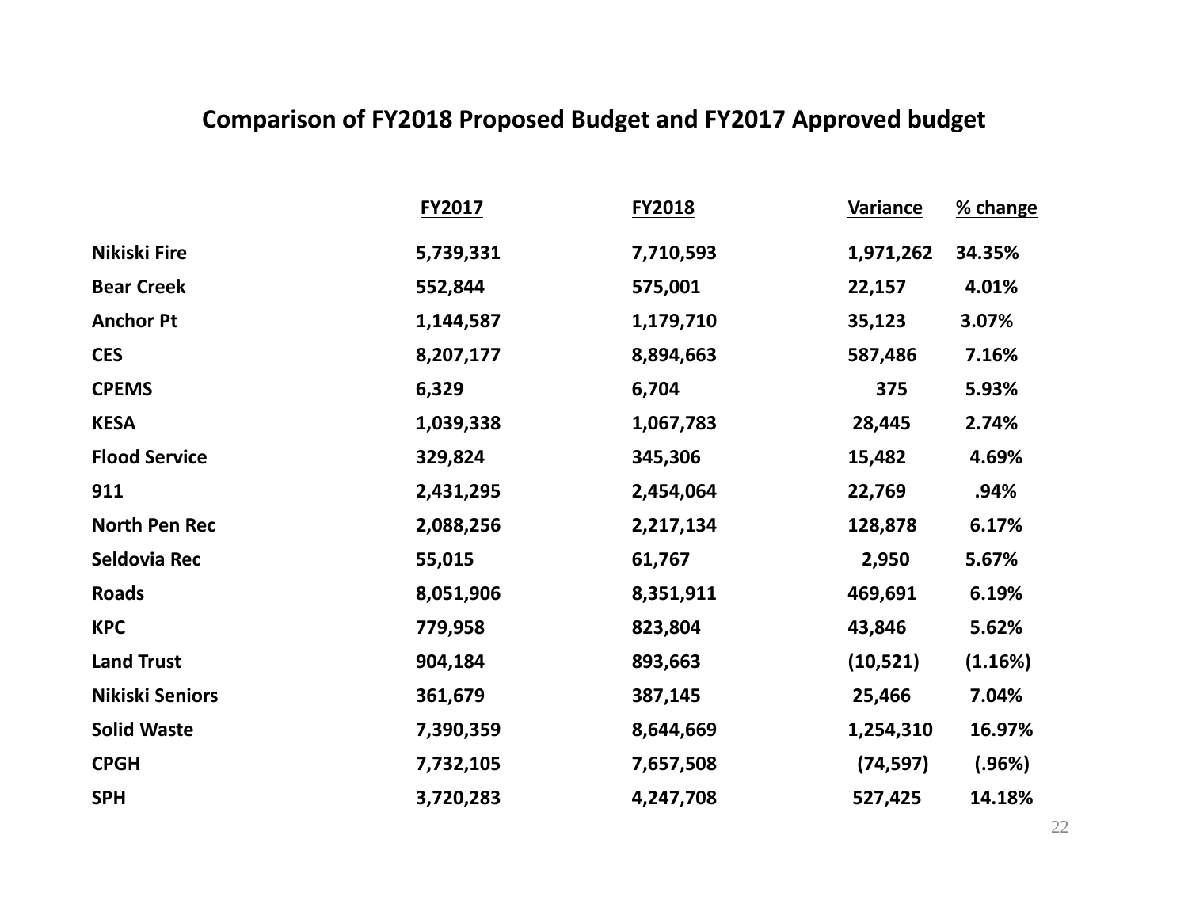## Comparison of FY2018 Proposed Budget and FY2017 Approved budget

| | FY2017 | FY2018 | Variance | % change |
|---|---|---|---|---|
| **Nikiski Fire** | 5,739,331 | 7,710,593 | 1,971,262 | 34.35% |
| **Bear Creek** | 552,844 | 575,001 | 22,157 | 4.01% |
| **Anchor Pt** | 1,144,587 | 1,179,710 | 35,123 | 3.07% |
| **CES** | 8,207,177 | 8,894,663 | 587,486 | 7.16% |
| **CPEMS** | 6,329 | 6,704 | 375 | 5.93% |
| **KESA** | 1,039,338 | 1,067,783 | 28,445 | 2.74% |
| **Flood Service** | 329,824 | 345,306 | 15,482 | 4.69% |
| **911** | 2,431,295 | 2,454,064 | 22,769 | .94% |
| **North Pen Rec** | 2,088,256 | 2,217,134 | 128,878 | 6.17% |
| **Seldovia Rec** | 55,015 | 61,767 | 2,950 | 5.67% |
| **Roads** | 8,051,906 | 8,351,911 | 469,691 | 6.19% |
| **KPC** | 779,958 | 823,804 | 43,846 | 5.62% |
| **Land Trust** | 904,184 | 893,663 | (10,521) | (1.16%) |
| **Nikiski Seniors** | 361,679 | 387,145 | 25,466 | 7.04% |
| **Solid Waste** | 7,390,359 | 8,644,669 | 1,254,310 | 16.97% |
| **CPGH** | 7,732,105 | 7,657,508 | (74,597) | (.96%) |
| **SPH** | 3,720,283 | 4,247,708 | 527,425 | 14.18% |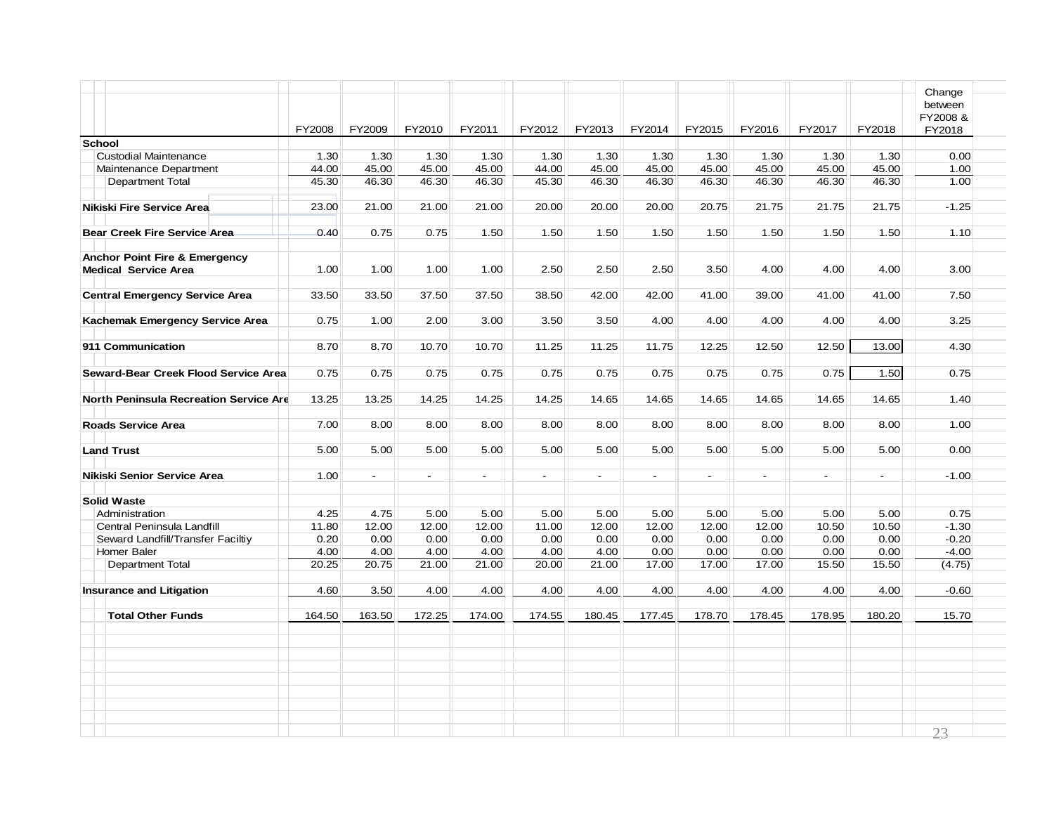| | FY2008 | FY2009 | FY2010 | FY2011 | FY2012 | FY2013 | FY2014 | FY2015 | FY2016 | FY2017 | FY2018 | Change between FY2008 & FY2018 |
|---|---|---|---|---|---|---|---|---|---|---|---|---|
| **School** | | | | | | | | | | | | |
| Custodial Maintenance | 1.30 | 1.30 | 1.30 | 1.30 | 1.30 | 1.30 | 1.30 | 1.30 | 1.30 | 1.30 | 1.30 | 0.00 |
| Maintenance Department | 44.00 | 45.00 | 45.00 | 45.00 | 44.00 | 45.00 | 45.00 | 45.00 | 45.00 | 45.00 | 45.00 | 1.00 |
| Department Total | 45.30 | 46.30 | 46.30 | 46.30 | 45.30 | 46.30 | 46.30 | 46.30 | 46.30 | 46.30 | 46.30 | 1.00 |
| **Nikiski Fire Service Area** | 23.00 | 21.00 | 21.00 | 21.00 | 20.00 | 20.00 | 20.00 | 20.75 | 21.75 | 21.75 | 21.75 | -1.25 |
| **Bear Creek Fire Service Area** | 0.40 | 0.75 | 0.75 | 1.50 | 1.50 | 1.50 | 1.50 | 1.50 | 1.50 | 1.50 | 1.50 | 1.10 |
| **Anchor Point Fire & Emergency Medical Service Area** | 1.00 | 1.00 | 1.00 | 1.00 | 2.50 | 2.50 | 2.50 | 3.50 | 4.00 | 4.00 | 4.00 | 3.00 |
| **Central Emergency Service Area** | 33.50 | 33.50 | 37.50 | 37.50 | 38.50 | 42.00 | 42.00 | 41.00 | 39.00 | 41.00 | 41.00 | 7.50 |
| **Kachemak Emergency Service Area** | 0.75 | 1.00 | 2.00 | 3.00 | 3.50 | 3.50 | 4.00 | 4.00 | 4.00 | 4.00 | 4.00 | 3.25 |
| **911 Communication** | 8.70 | 8.70 | 10.70 | 10.70 | 11.25 | 11.25 | 11.75 | 12.25 | 12.50 | 12.50 | 13.00 | 4.30 |
| **Seward-Bear Creek Flood Service Area** | 0.75 | 0.75 | 0.75 | 0.75 | 0.75 | 0.75 | 0.75 | 0.75 | 0.75 | 0.75 | 1.50 | 0.75 |
| **North Peninsula Recreation Service Are** | 13.25 | 13.25 | 14.25 | 14.25 | 14.25 | 14.65 | 14.65 | 14.65 | 14.65 | 14.65 | 14.65 | 1.40 |
| **Roads Service Area** | 7.00 | 8.00 | 8.00 | 8.00 | 8.00 | 8.00 | 8.00 | 8.00 | 8.00 | 8.00 | 8.00 | 1.00 |
| **Land Trust** | 5.00 | 5.00 | 5.00 | 5.00 | 5.00 | 5.00 | 5.00 | 5.00 | 5.00 | 5.00 | 5.00 | 0.00 |
| **Nikiski Senior Service Area** | 1.00 | - | - | - | - | - | - | - | - | - | - | -1.00 |
| **Solid Waste** | | | | | | | | | | | | |
| Administration | 4.25 | 4.75 | 5.00 | 5.00 | 5.00 | 5.00 | 5.00 | 5.00 | 5.00 | 5.00 | 5.00 | 0.75 |
| Central Peninsula Landfill | 11.80 | 12.00 | 12.00 | 12.00 | 11.00 | 12.00 | 12.00 | 12.00 | 12.00 | 10.50 | 10.50 | -1.30 |
| Seward Landfill/Transfer Faciltiy | 0.20 | 0.00 | 0.00 | 0.00 | 0.00 | 0.00 | 0.00 | 0.00 | 0.00 | 0.00 | 0.00 | -0.20 |
| Homer Baler | 4.00 | 4.00 | 4.00 | 4.00 | 4.00 | 4.00 | 0.00 | 0.00 | 0.00 | 0.00 | 0.00 | -4.00 |
| Department Total | 20.25 | 20.75 | 21.00 | 21.00 | 20.00 | 21.00 | 17.00 | 17.00 | 17.00 | 15.50 | 15.50 | (4.75) |
| **Insurance and Litigation** | 4.60 | 3.50 | 4.00 | 4.00 | 4.00 | 4.00 | 4.00 | 4.00 | 4.00 | 4.00 | 4.00 | -0.60 |
| **Total Other Funds** | 164.50 | 163.50 | 172.25 | 174.00 | 174.55 | 180.45 | 177.45 | 178.70 | 178.45 | 178.95 | 180.20 | 15.70 |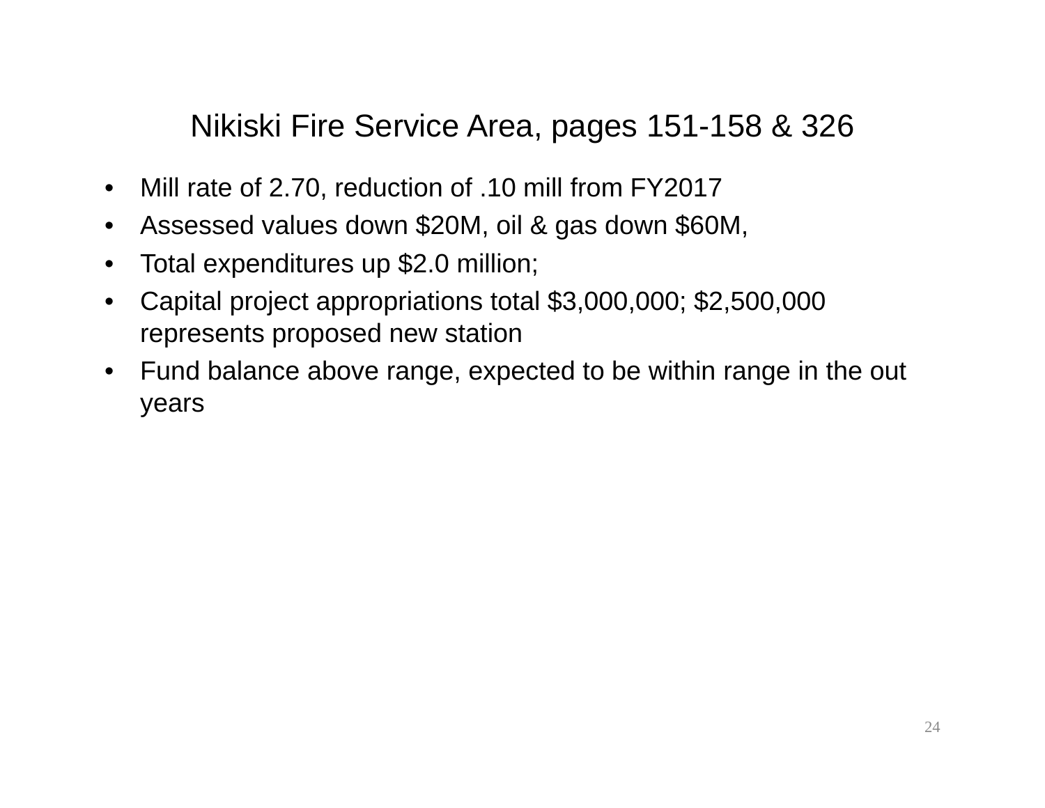# Nikiski Fire Service Area, pages 151-158 & 326

- Mill rate of 2.70, reduction of .10 mill from FY2017
- Assessed values down $20M, oil & gas down $60M,
- Total expenditures up $2.0 million;
- Capital project appropriations total $3,000,000; $2,500,000 represents proposed new station
- Fund balance above range, expected to be within range in the out years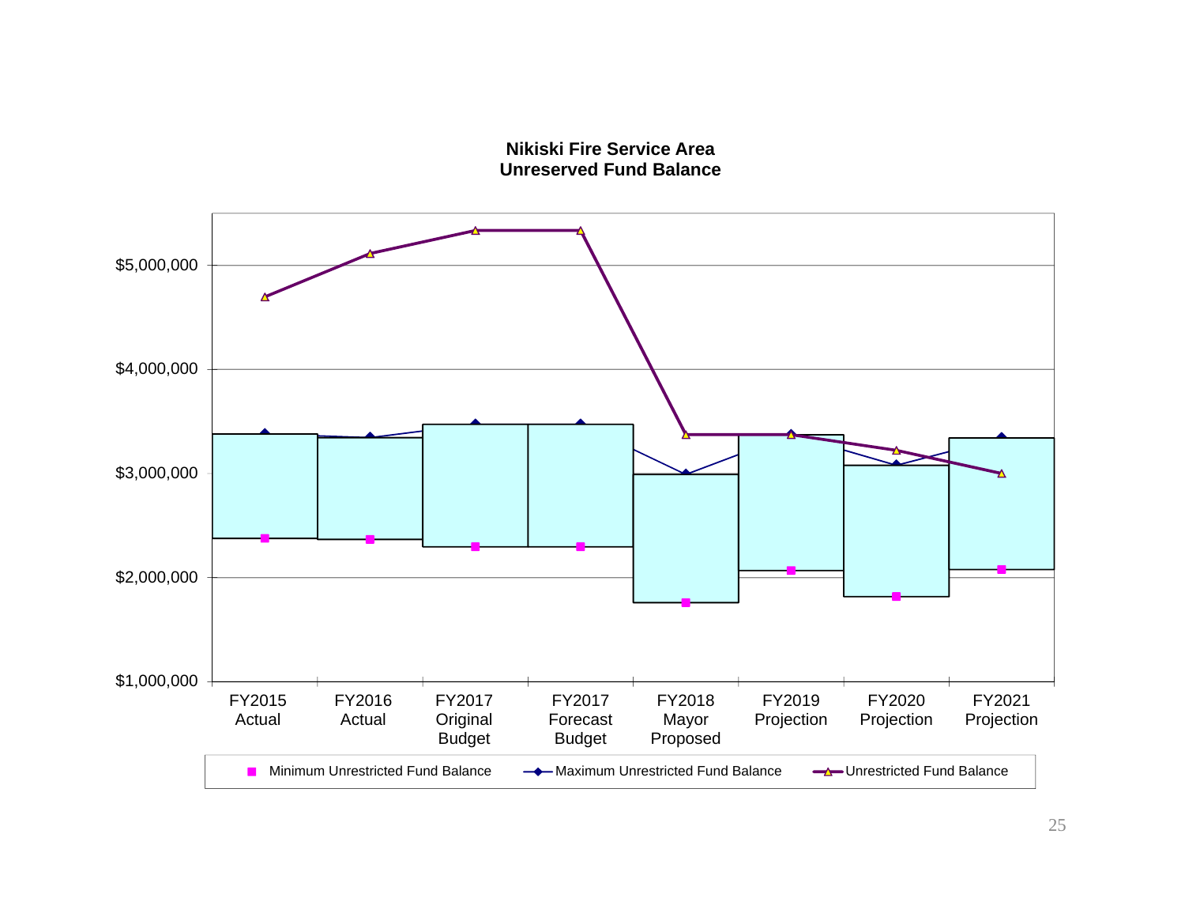**Nikiski Fire Service Area**
**Unreserved Fund Balance**

$5,000,000
$4,000,000
$3,000,000
$2,000,000
$1,000,000

FY2015 Actual | FY2016 Actual | FY2017 Original Budget | FY2017 Forecast Budget | FY2018 Mayor Proposed | FY2019 Projection | FY2020 Projection | FY2021 Projection

Minimum Unrestricted Fund Balance | Maximum Unrestricted Fund Balance | Unrestricted Fund Balance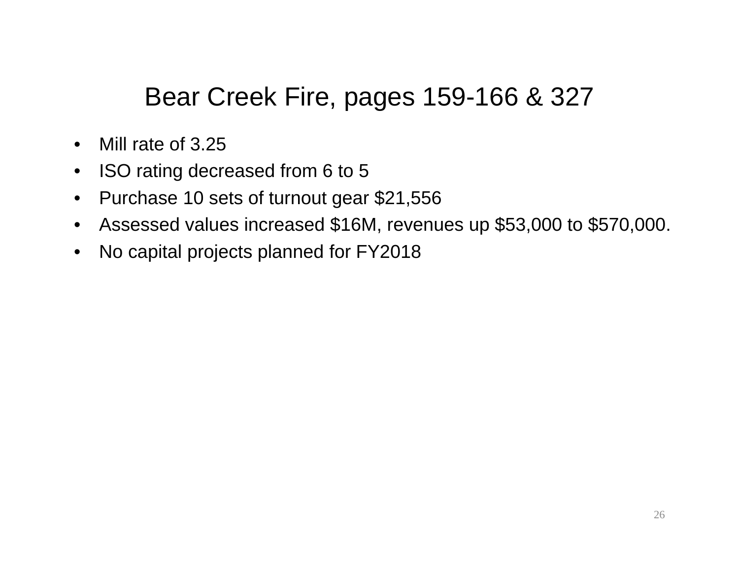# Bear Creek Fire, pages 159-166 & 327

- Mill rate of 3.25
- ISO rating decreased from 6 to 5
- Purchase 10 sets of turnout gear $21,556
- Assessed values increased $16M, revenues up $53,000 to $570,000.
- No capital projects planned for FY2018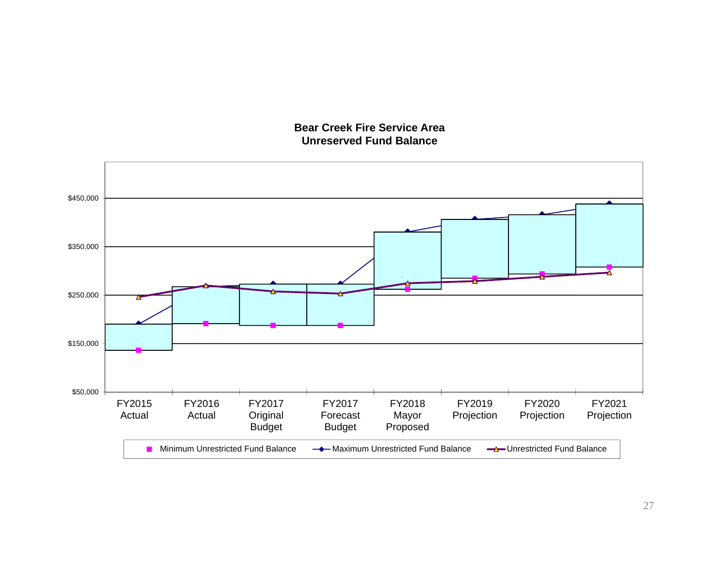**Bear Creek Fire Service Area**
**Unreserved Fund Balance**

$450,000
$350,000
$250,000
$150,000
$50,000

FY2015 Actual | FY2016 Actual | FY2017 Original Budget | FY2017 Forecast Budget | FY2018 Mayor Proposed | FY2019 Projection | FY2020 Projection | FY2021 Projection

Minimum Unrestricted Fund Balance — Maximum Unrestricted Fund Balance — Unrestricted Fund Balance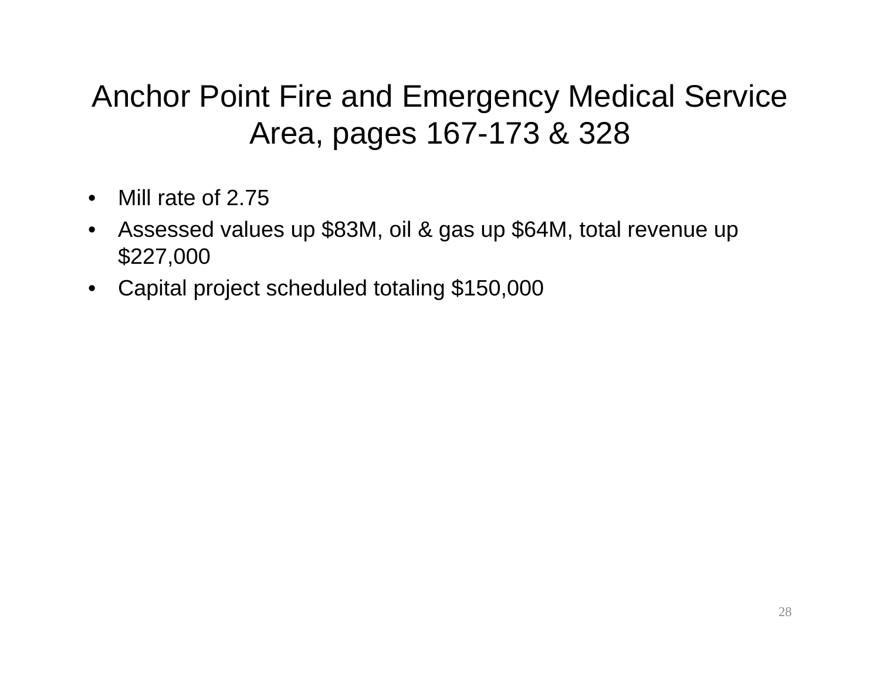# Anchor Point Fire and Emergency Medical Service Area, pages 167-173 & 328

- Mill rate of 2.75
- Assessed values up $83M, oil & gas up $64M, total revenue up $227,000
- Capital project scheduled totaling $150,000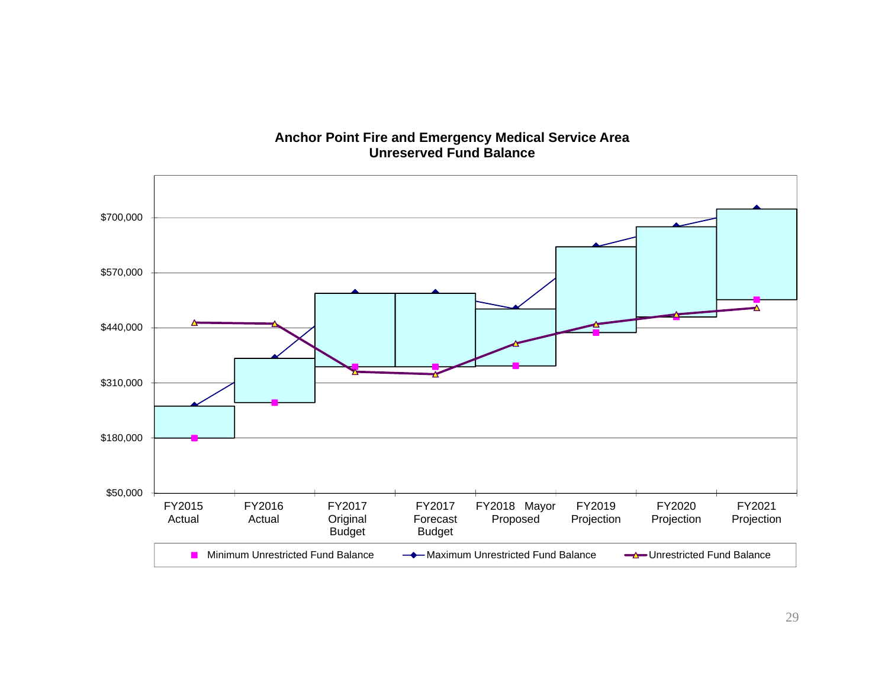**Anchor Point Fire and Emergency Medical Service Area**
**Unreserved Fund Balance**

$700,000
$570,000
$440,000
$310,000
$180,000
$50,000

FY2015 Actual | FY2016 Actual | FY2017 Original Budget | FY2017 Forecast Budget | FY2018 Mayor Proposed | FY2019 Projection | FY2020 Projection | FY2021 Projection

Minimum Unrestricted Fund Balance — Maximum Unrestricted Fund Balance — Unrestricted Fund Balance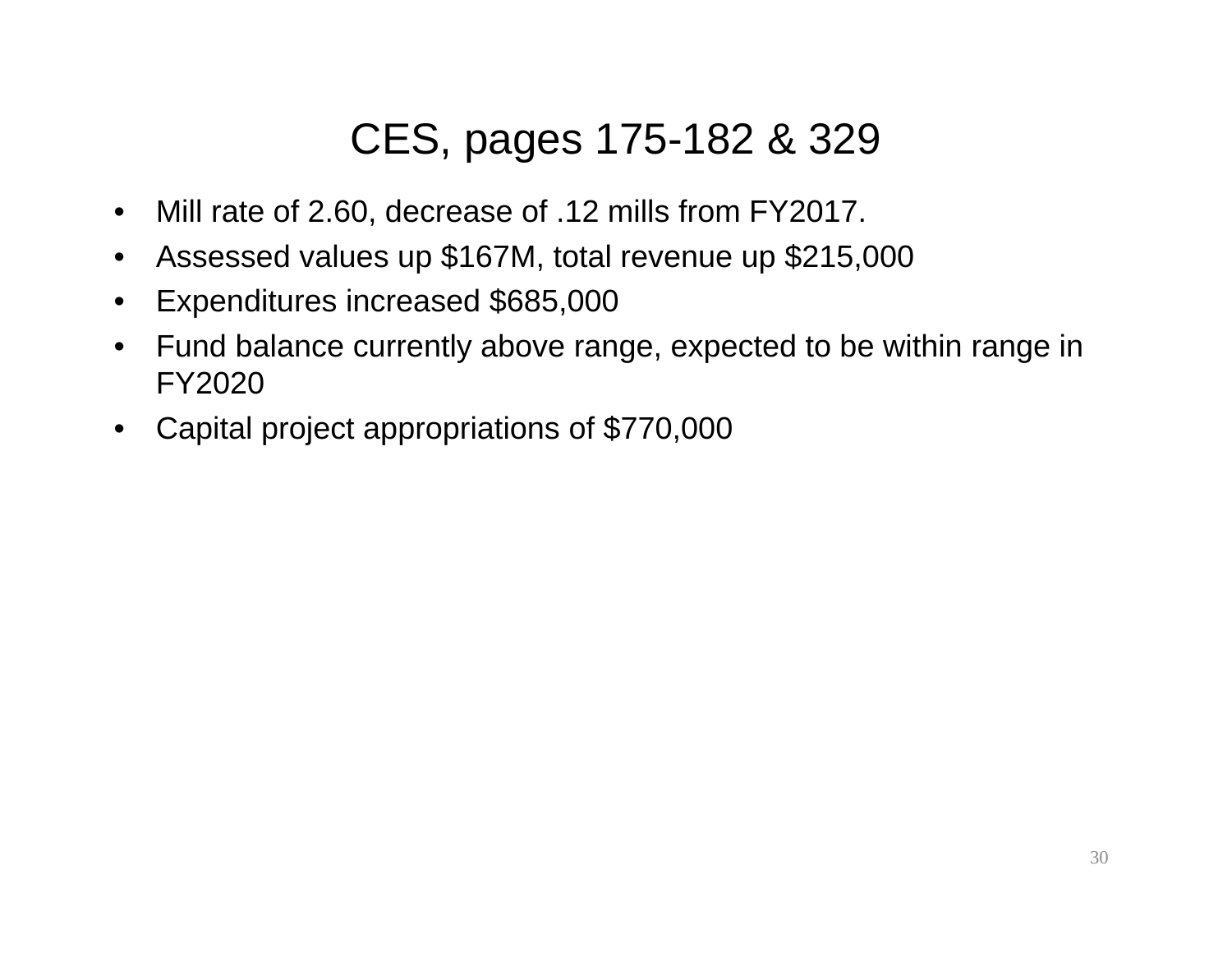# CES, pages 175-182 & 329

- Mill rate of 2.60, decrease of .12 mills from FY2017.
- Assessed values up $167M, total revenue up $215,000
- Expenditures increased $685,000
- Fund balance currently above range, expected to be within range in FY2020
- Capital project appropriations of $770,000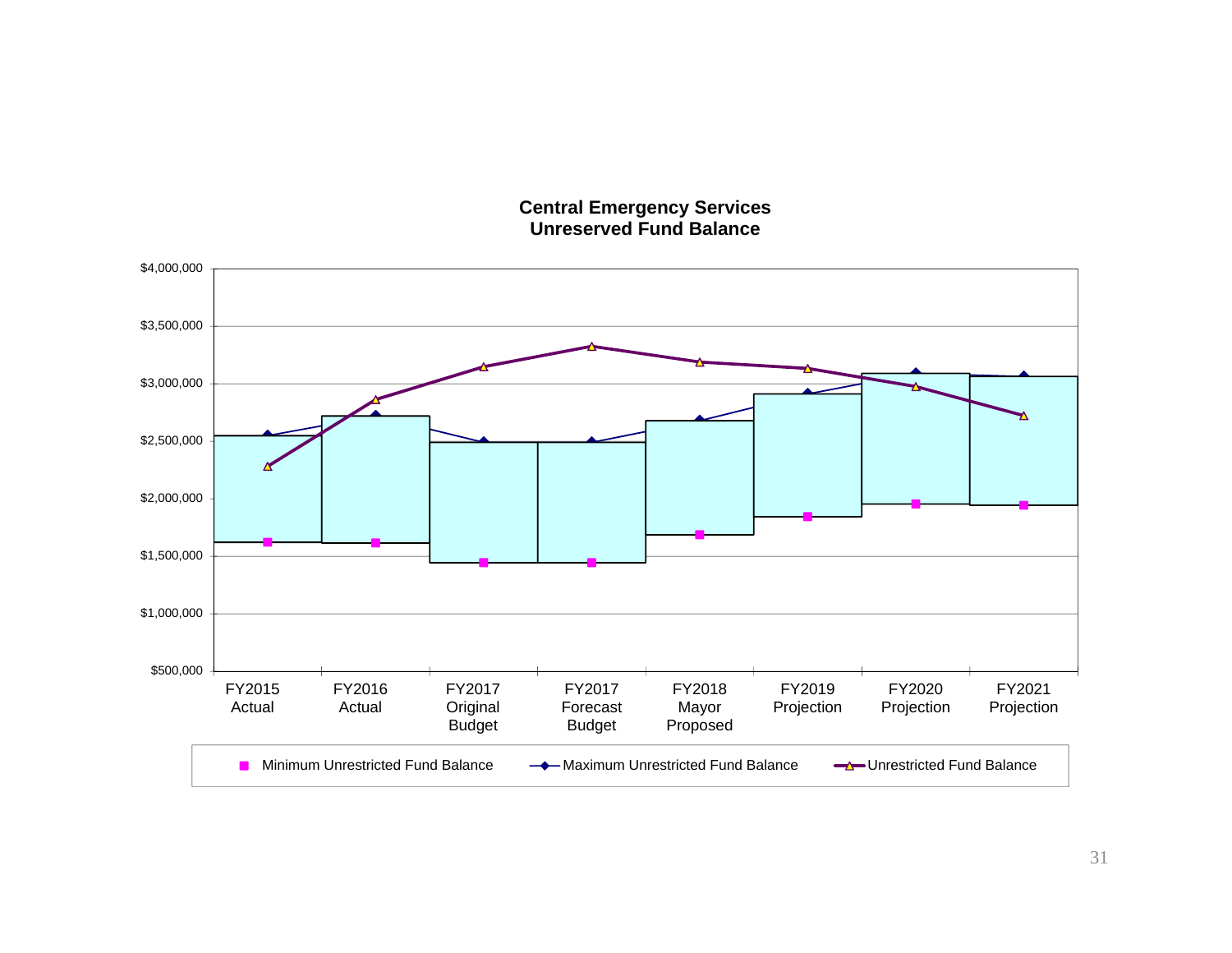**Central Emergency Services**
**Unreserved Fund Balance**

$4,000,000
$3,500,000
$3,000,000
$2,500,000
$2,000,000
$1,500,000
$1,000,000
$500,000

FY2015 Actual | FY2016 Actual | FY2017 Original Budget | FY2017 Forecast Budget | FY2018 Mayor Proposed | FY2019 Projection | FY2020 Projection | FY2021 Projection

Minimum Unrestricted Fund Balance — Maximum Unrestricted Fund Balance — Unrestricted Fund Balance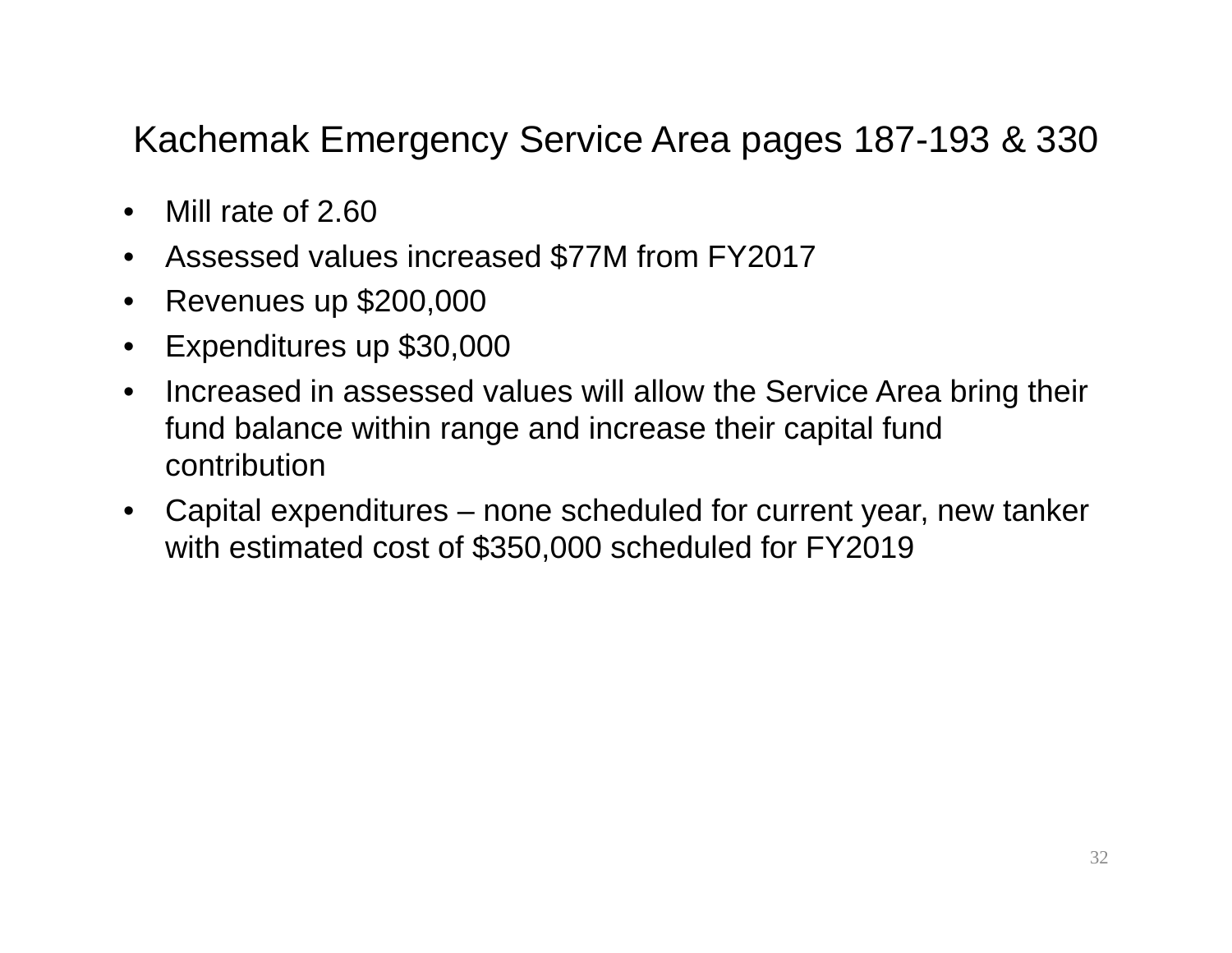# Kachemak Emergency Service Area pages 187-193 & 330

- Mill rate of 2.60
- Assessed values increased $77M from FY2017
- Revenues up $200,000
- Expenditures up $30,000
- Increased in assessed values will allow the Service Area bring their fund balance within range and increase their capital fund contribution
- Capital expenditures – none scheduled for current year, new tanker with estimated cost of $350,000 scheduled for FY2019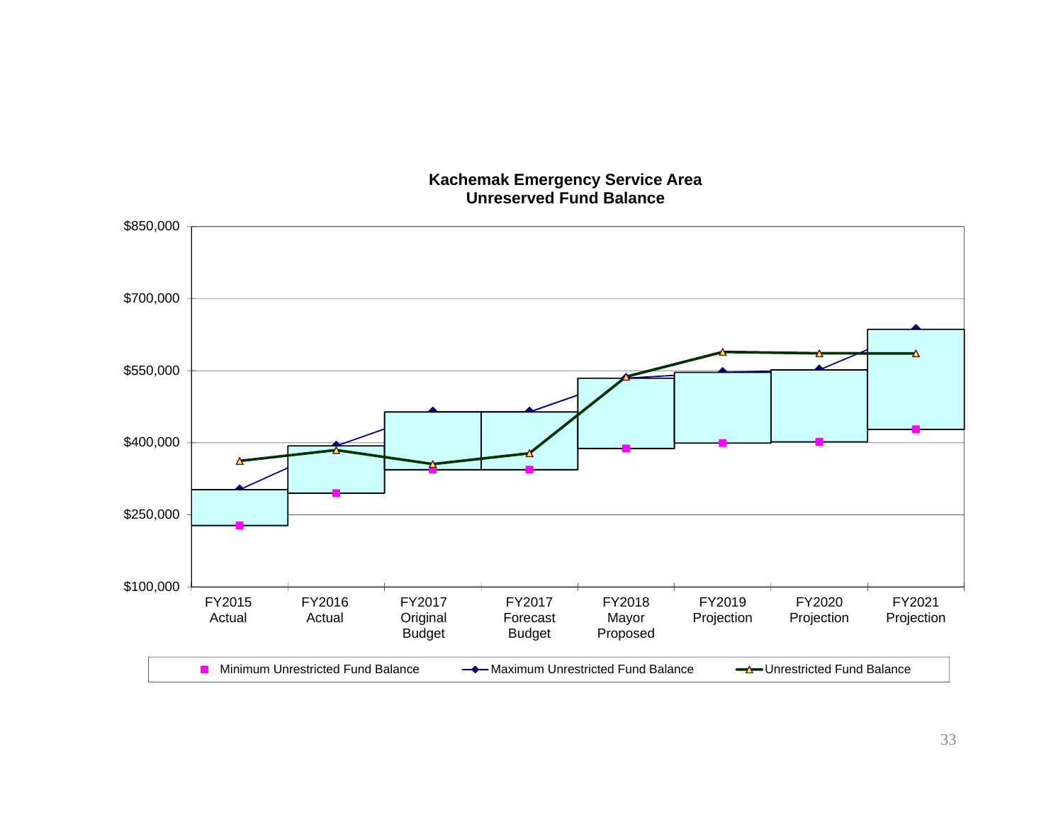**Kachemak Emergency Service Area**
**Unreserved Fund Balance**

$850,000
$700,000
$550,000
$400,000
$250,000
$100,000

FY2015 Actual | FY2016 Actual | FY2017 Original Budget | FY2017 Forecast Budget | FY2018 Mayor Proposed | FY2019 Projection | FY2020 Projection | FY2021 Projection

Minimum Unrestricted Fund Balance — Maximum Unrestricted Fund Balance — Unrestricted Fund Balance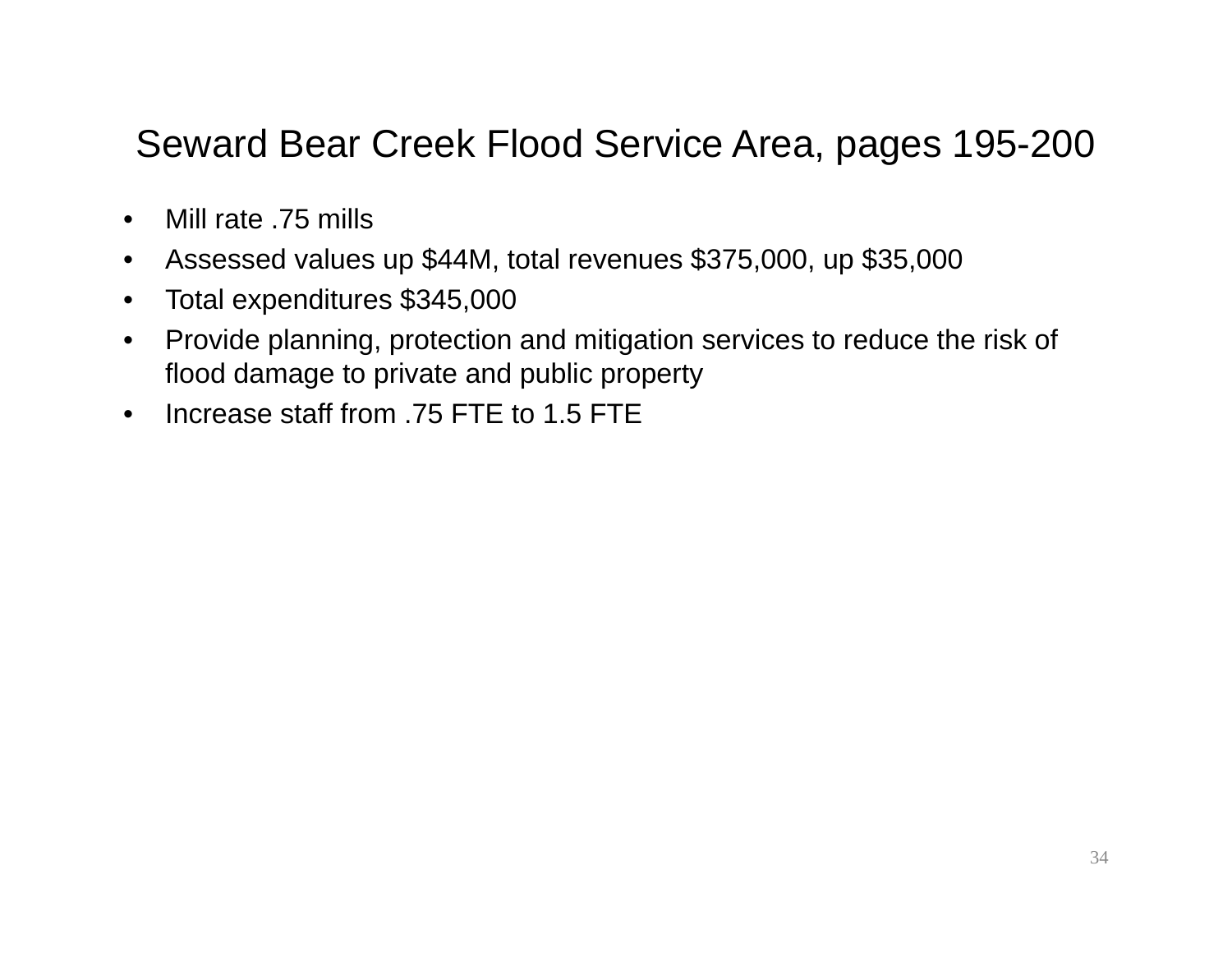# Seward Bear Creek Flood Service Area, pages 195-200

- Mill rate .75 mills
- Assessed values up $44M, total revenues $375,000, up $35,000
- Total expenditures $345,000
- Provide planning, protection and mitigation services to reduce the risk of flood damage to private and public property
- Increase staff from .75 FTE to 1.5 FTE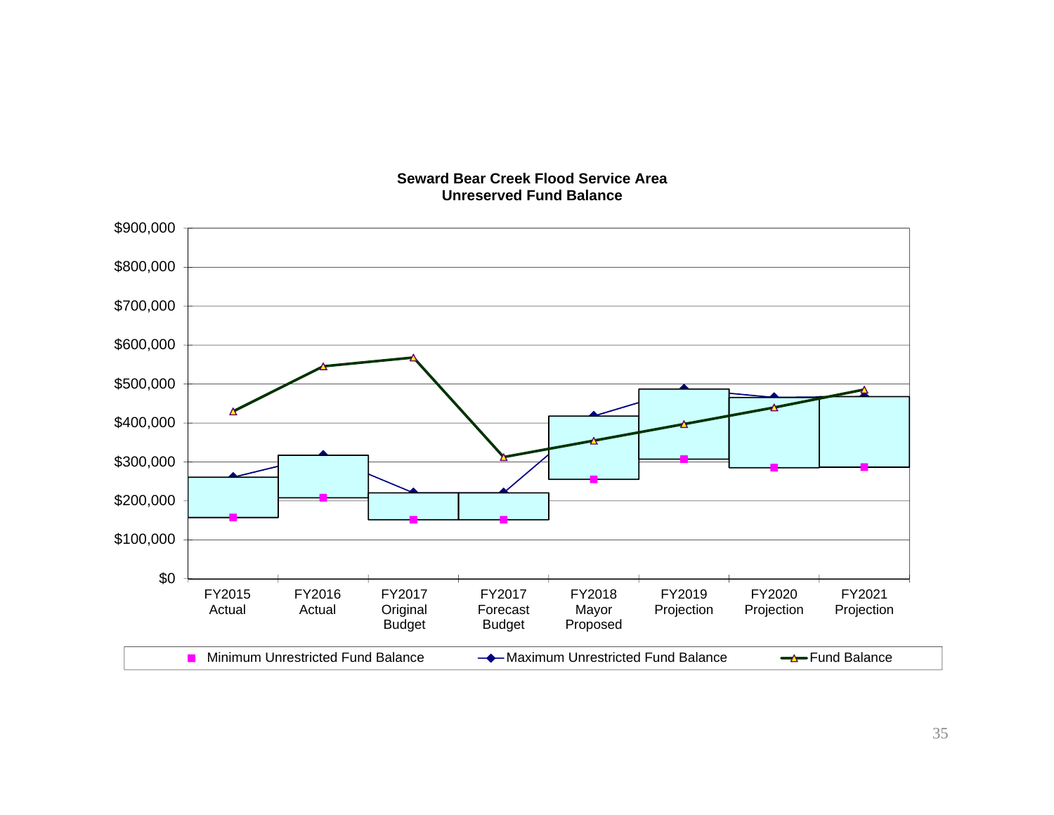**Seward Bear Creek Flood Service Area**
**Unreserved Fund Balance**

$900,000
$800,000
$700,000
$600,000
$500,000
$400,000
$300,000
$200,000
$100,000
$0

FY2015 Actual | FY2016 Actual | FY2017 Original Budget | FY2017 Forecast Budget | FY2018 Mayor Proposed | FY2019 Projection | FY2020 Projection | FY2021 Projection

Minimum Unrestricted Fund Balance | Maximum Unrestricted Fund Balance | Fund Balance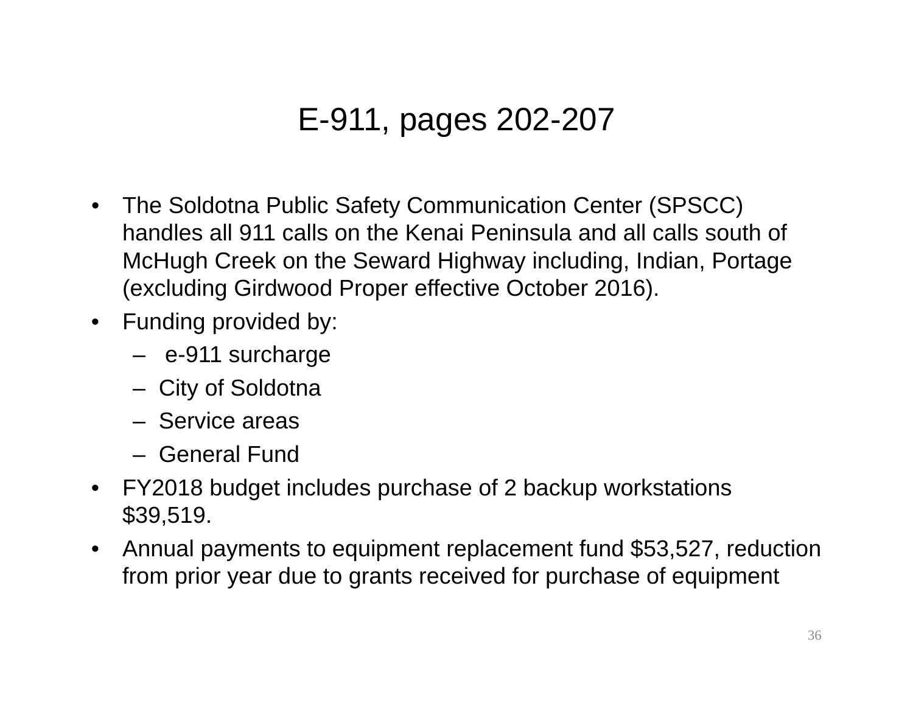# E-911, pages 202-207

- The Soldotna Public Safety Communication Center (SPSCC) handles all 911 calls on the Kenai Peninsula and all calls south of McHugh Creek on the Seward Highway including, Indian, Portage (excluding Girdwood Proper effective October 2016).
- Funding provided by:
  - e-911 surcharge
  - City of Soldotna
  - Service areas
  - General Fund
- FY2018 budget includes purchase of 2 backup workstations $39,519.
- Annual payments to equipment replacement fund $53,527, reduction from prior year due to grants received for purchase of equipment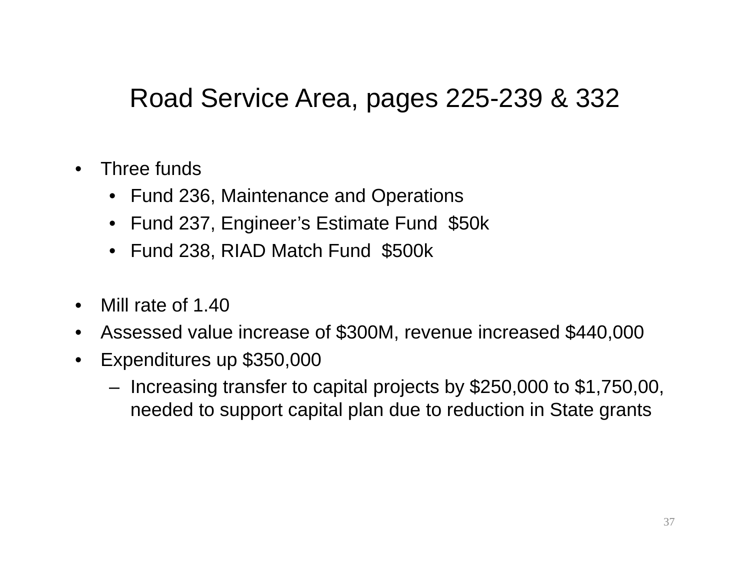# Road Service Area, pages 225-239 & 332

- Three funds
  - Fund 236, Maintenance and Operations
  - Fund 237, Engineer’s Estimate Fund $50k
  - Fund 238, RIAD Match Fund $500k

- Mill rate of 1.40
- Assessed value increase of $300M, revenue increased $440,000
- Expenditures up $350,000
  - Increasing transfer to capital projects by $250,000 to $1,750,00, needed to support capital plan due to reduction in State grants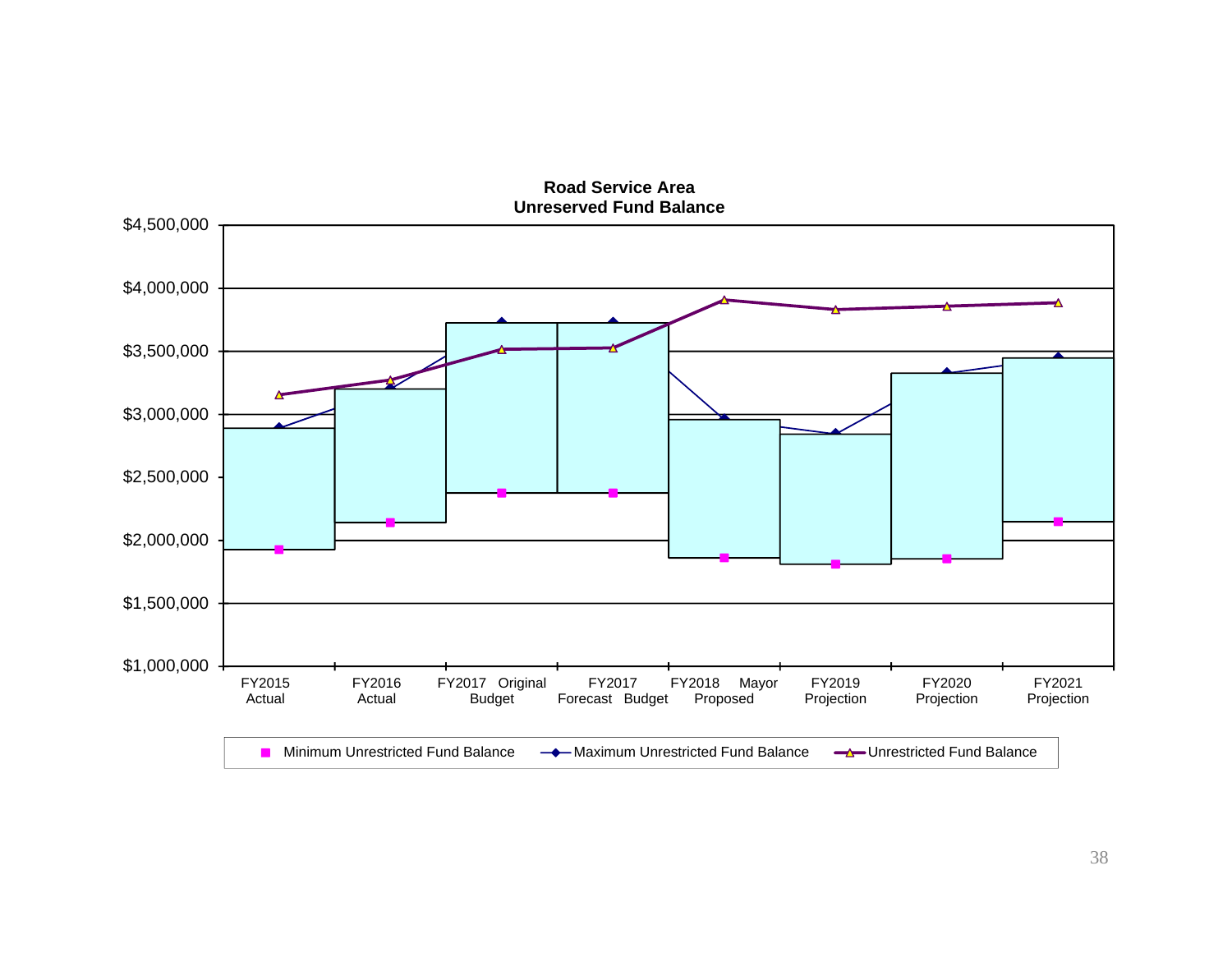**Road Service Area**
**Unreserved Fund Balance**

$4,500,000
$4,000,000
$3,500,000
$3,000,000
$2,500,000
$2,000,000
$1,500,000
$1,000,000

FY2015 Actual | FY2016 Actual | FY2017 Original Budget | FY2017 Forecast Budget | FY2018 Mayor Proposed | FY2019 Projection | FY2020 Projection | FY2021 Projection

Minimum Unrestricted Fund Balance — Maximum Unrestricted Fund Balance — Unrestricted Fund Balance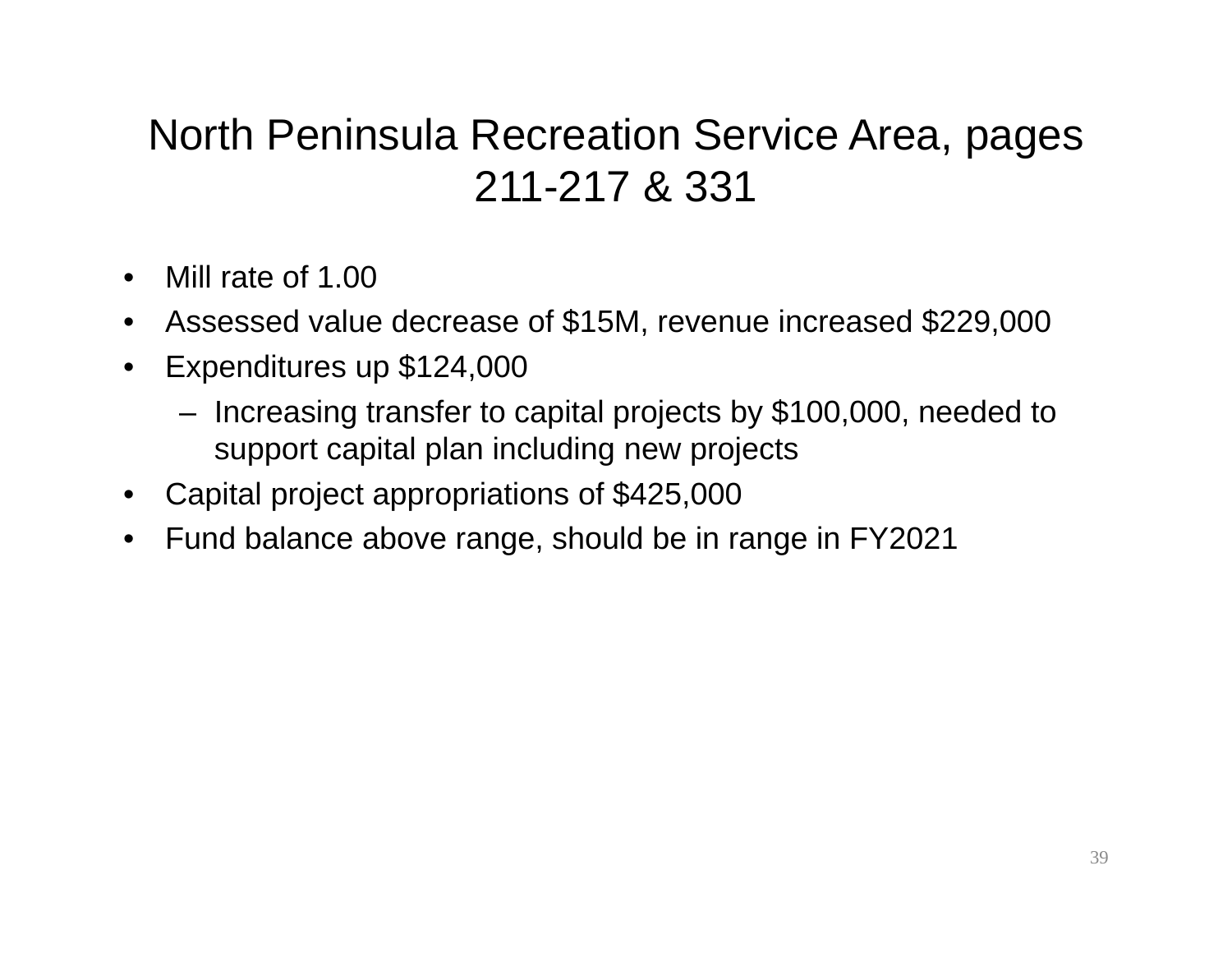# North Peninsula Recreation Service Area, pages 211-217 & 331

- Mill rate of 1.00
- Assessed value decrease of $15M, revenue increased $229,000
- Expenditures up $124,000
  - Increasing transfer to capital projects by $100,000, needed to support capital plan including new projects
- Capital project appropriations of $425,000
- Fund balance above range, should be in range in FY2021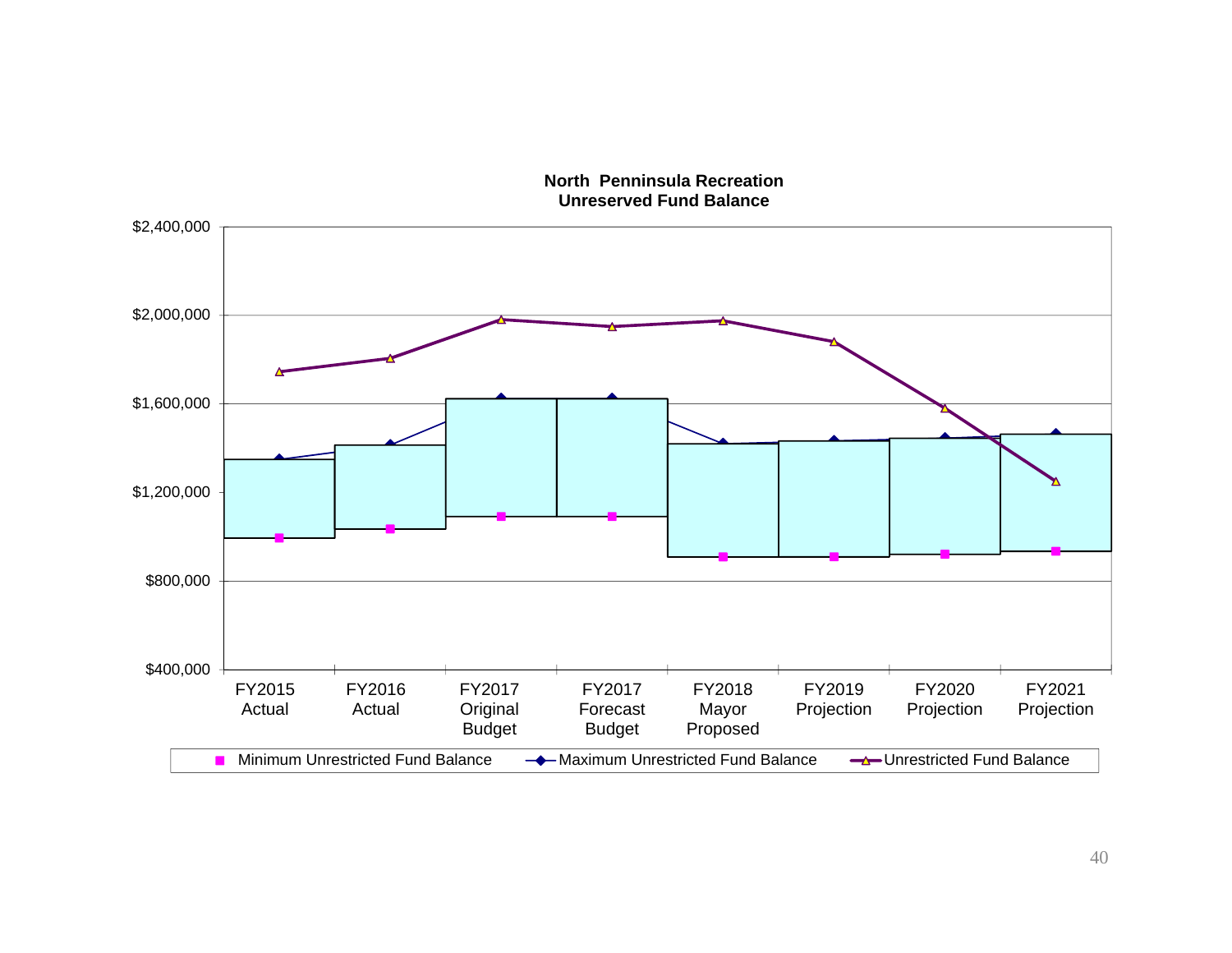**North Penninsula Recreation**
**Unreserved Fund Balance**

$2,400,000
$2,000,000
$1,600,000
$1,200,000
$800,000
$400,000

FY2015 Actual | FY2016 Actual | FY2017 Original Budget | FY2017 Forecast Budget | FY2018 Mayor Proposed | FY2019 Projection | FY2020 Projection | FY2021 Projection

Minimum Unrestricted Fund Balance — Maximum Unrestricted Fund Balance — Unrestricted Fund Balance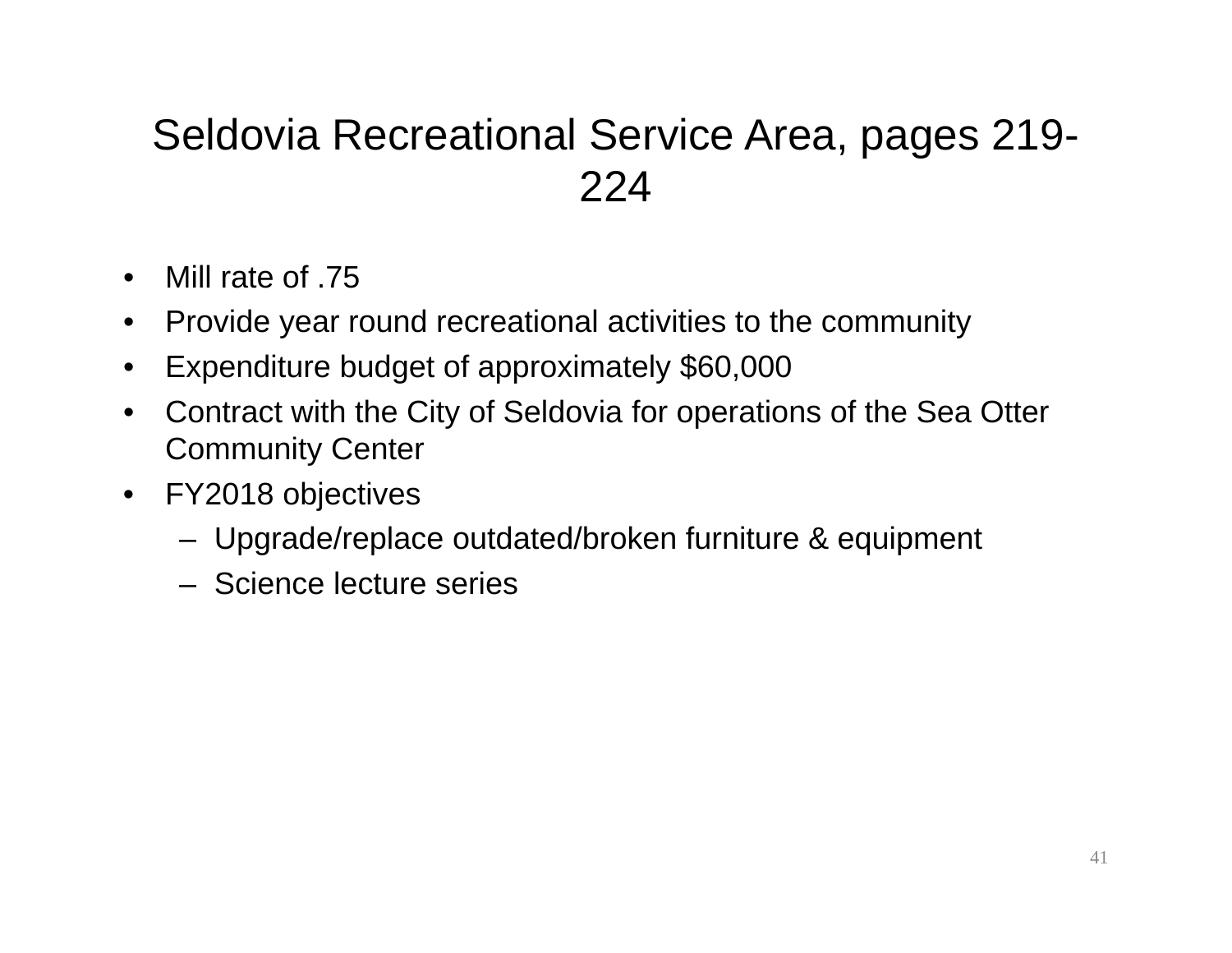# Seldovia Recreational Service Area, pages 219-224

- Mill rate of .75
- Provide year round recreational activities to the community
- Expenditure budget of approximately $60,000
- Contract with the City of Seldovia for operations of the Sea Otter Community Center
- FY2018 objectives
  - Upgrade/replace outdated/broken furniture & equipment
  - Science lecture series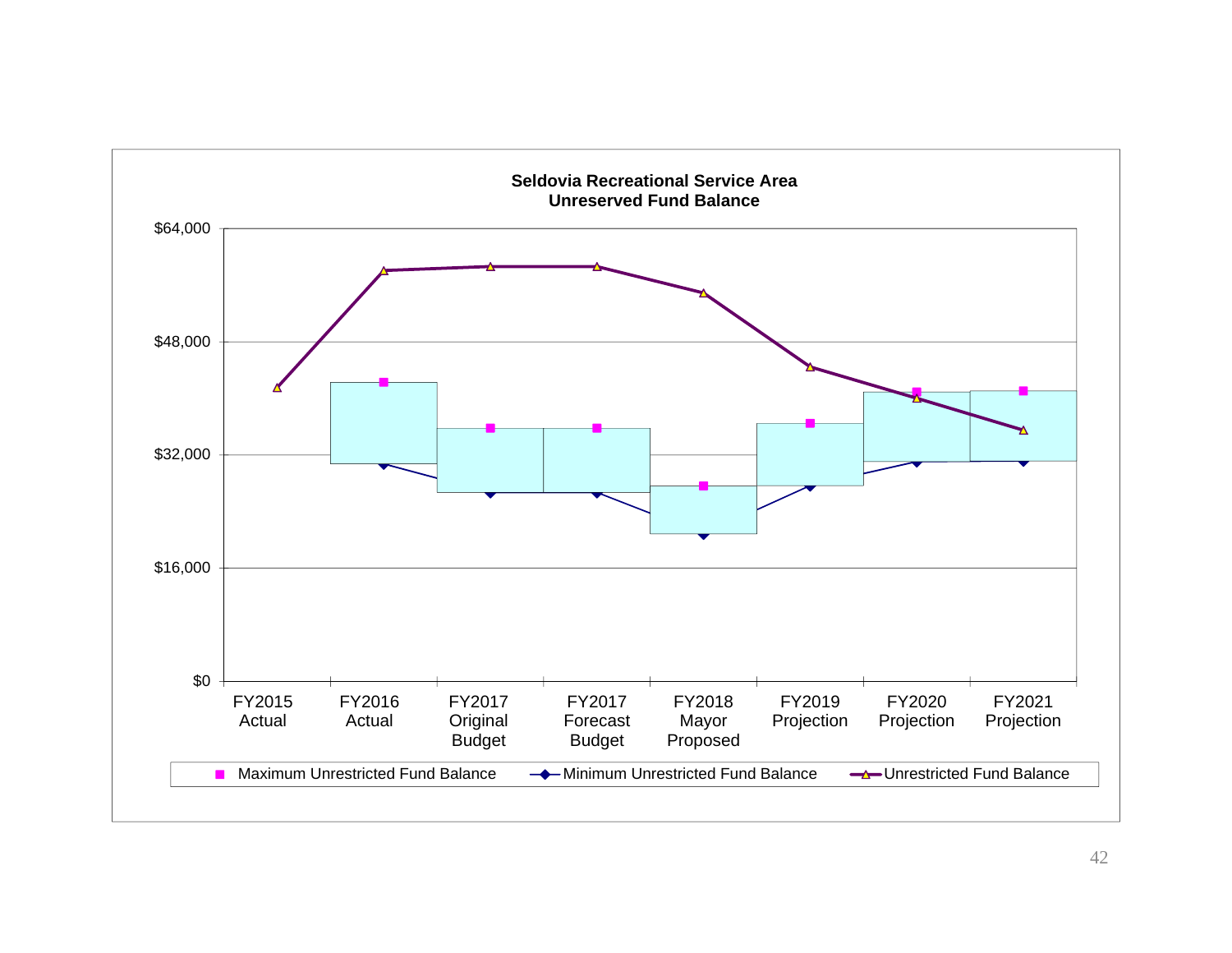**Seldovia Recreational Service Area**
**Unreserved Fund Balance**

$64,000

$48,000

$32,000

$16,000

$0

FY2015 Actual | FY2016 Actual | FY2017 Original Budget | FY2017 Forecast Budget | FY2018 Mayor Proposed | FY2019 Projection | FY2020 Projection | FY2021 Projection

Maximum Unrestricted Fund Balance — Minimum Unrestricted Fund Balance — Unrestricted Fund Balance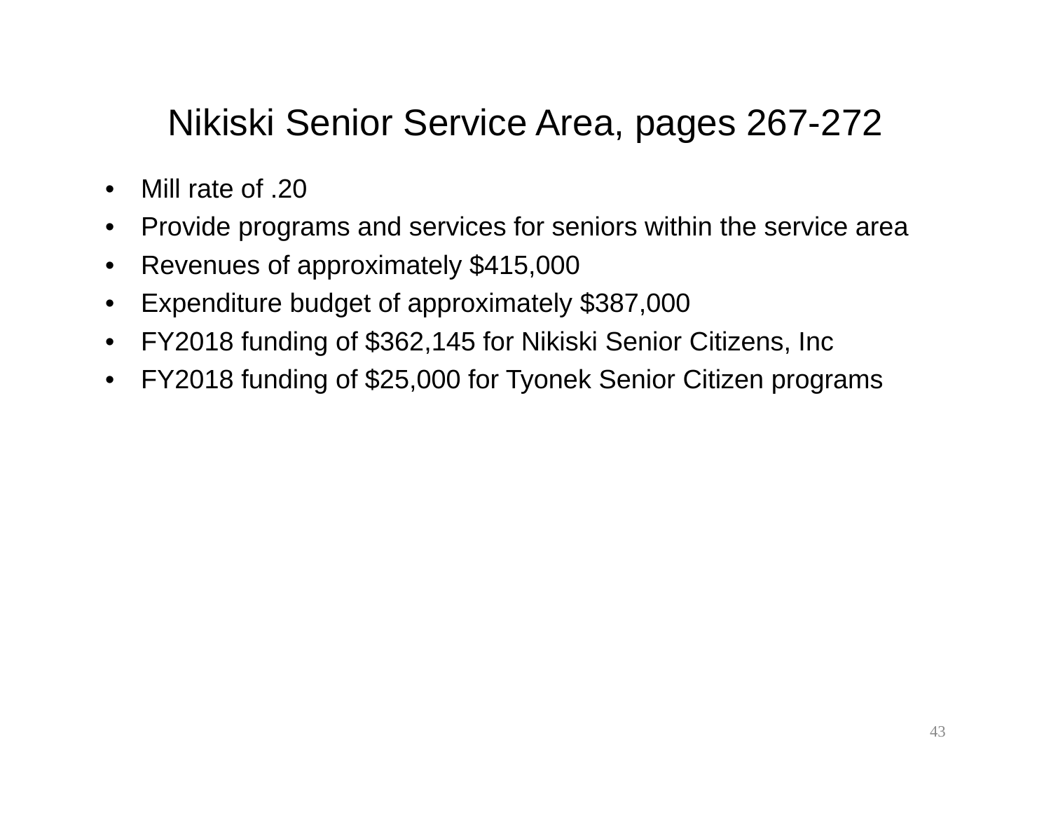# Nikiski Senior Service Area, pages 267-272

- Mill rate of .20
- Provide programs and services for seniors within the service area
- Revenues of approximately $415,000
- Expenditure budget of approximately $387,000
- FY2018 funding of $362,145 for Nikiski Senior Citizens, Inc
- FY2018 funding of $25,000 for Tyonek Senior Citizen programs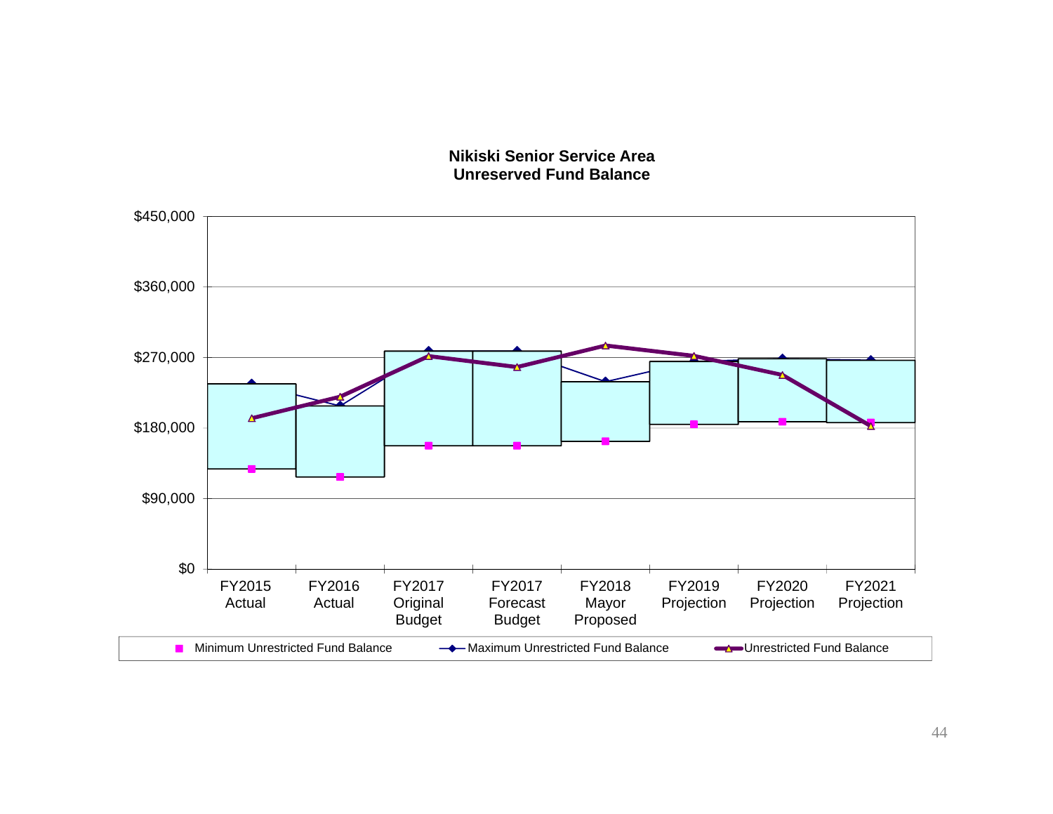**Nikiski Senior Service Area**
**Unreserved Fund Balance**

$450,000
$360,000
$270,000
$180,000
$90,000
$0

FY2015 Actual | FY2016 Actual | FY2017 Original Budget | FY2017 Forecast Budget | FY2018 Mayor Proposed | FY2019 Projection | FY2020 Projection | FY2021 Projection

Minimum Unrestricted Fund Balance — Maximum Unrestricted Fund Balance — Unrestricted Fund Balance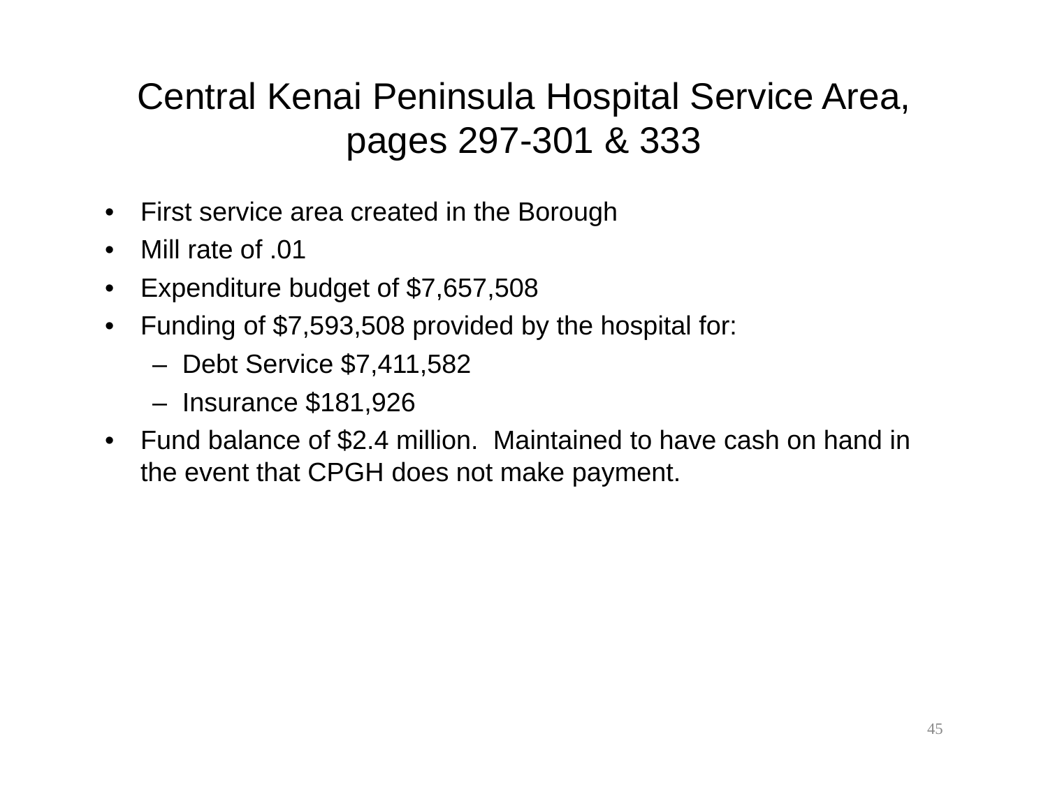# Central Kenai Peninsula Hospital Service Area, pages 297-301 & 333

- First service area created in the Borough
- Mill rate of .01
- Expenditure budget of $7,657,508
- Funding of $7,593,508 provided by the hospital for:
  - Debt Service $7,411,582
  - Insurance $181,926
- Fund balance of $2.4 million. Maintained to have cash on hand in the event that CPGH does not make payment.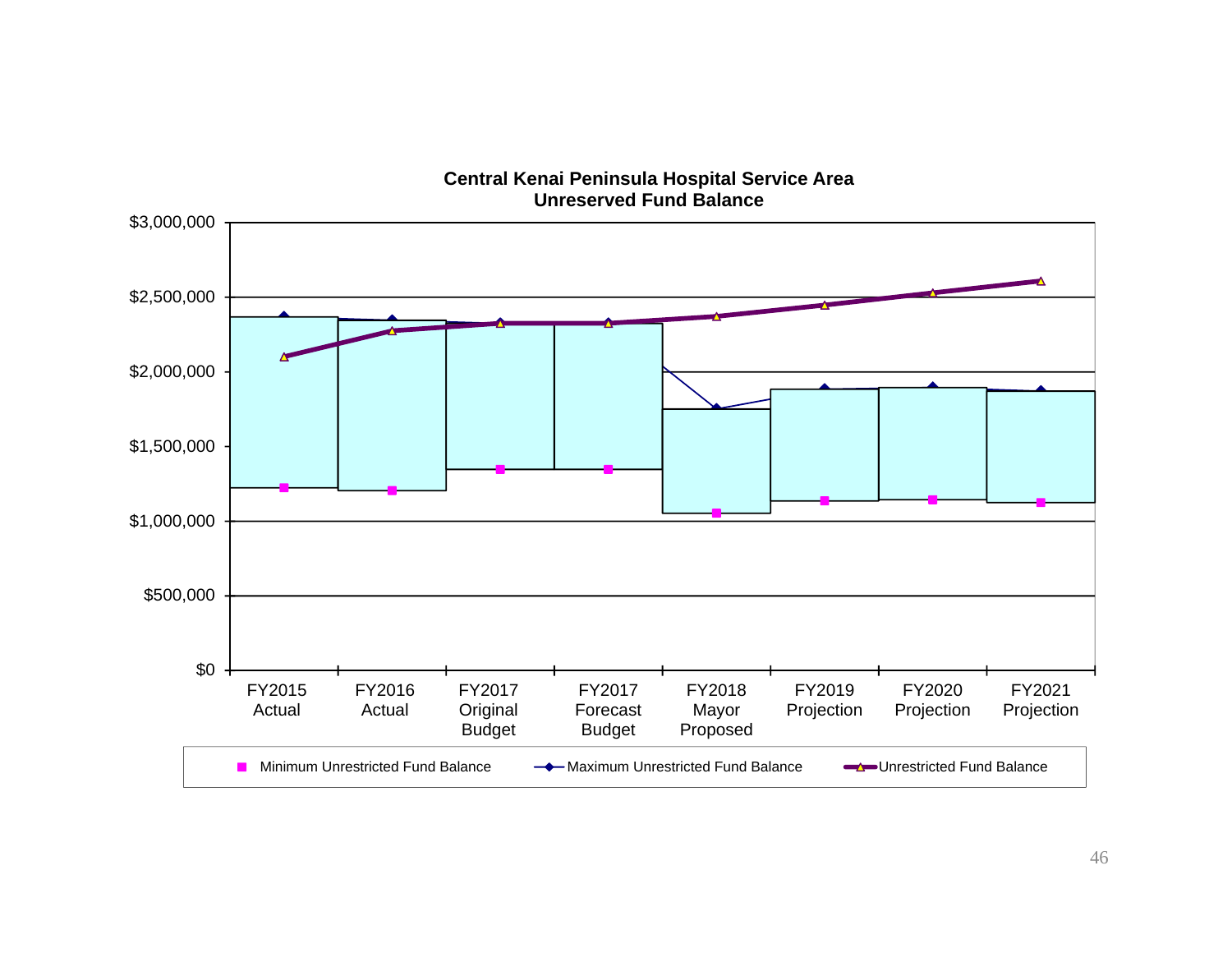**Central Kenai Peninsula Hospital Service Area**
**Unreserved Fund Balance**

$3,000,000
$2,500,000
$2,000,000
$1,500,000
$1,000,000
$500,000
$0

FY2015 Actual | FY2016 Actual | FY2017 Original Budget | FY2017 Forecast Budget | FY2018 Mayor Proposed | FY2019 Projection | FY2020 Projection | FY2021 Projection

Minimum Unrestricted Fund Balance — Maximum Unrestricted Fund Balance — Unrestricted Fund Balance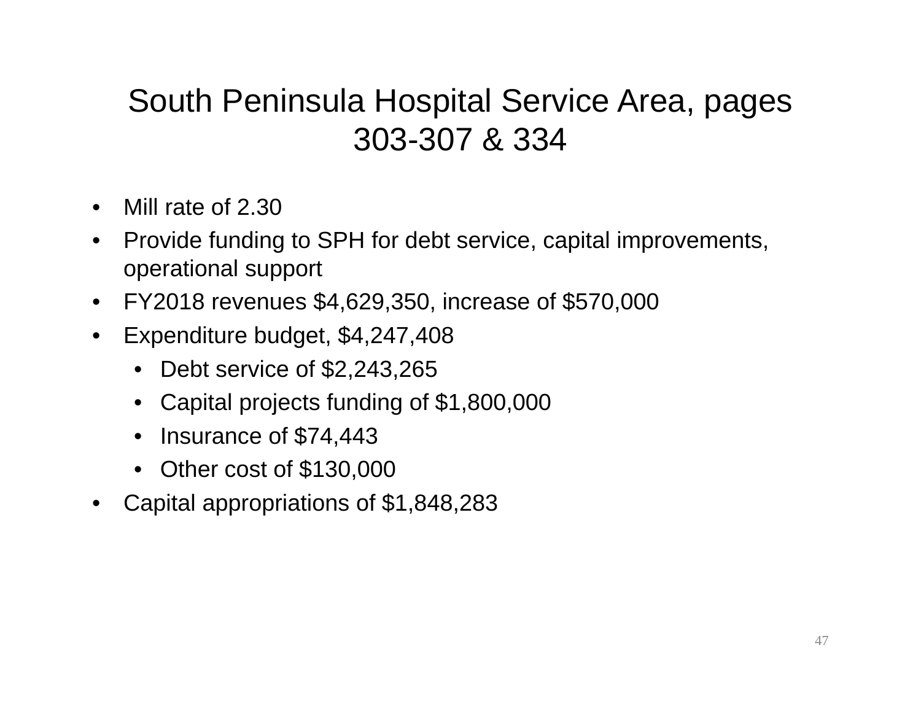# South Peninsula Hospital Service Area, pages 303-307 & 334

- Mill rate of 2.30
- Provide funding to SPH for debt service, capital improvements, operational support
- FY2018 revenues $4,629,350, increase of $570,000
- Expenditure budget, $4,247,408
  - Debt service of $2,243,265
  - Capital projects funding of $1,800,000
  - Insurance of $74,443
  - Other cost of $130,000
- Capital appropriations of $1,848,283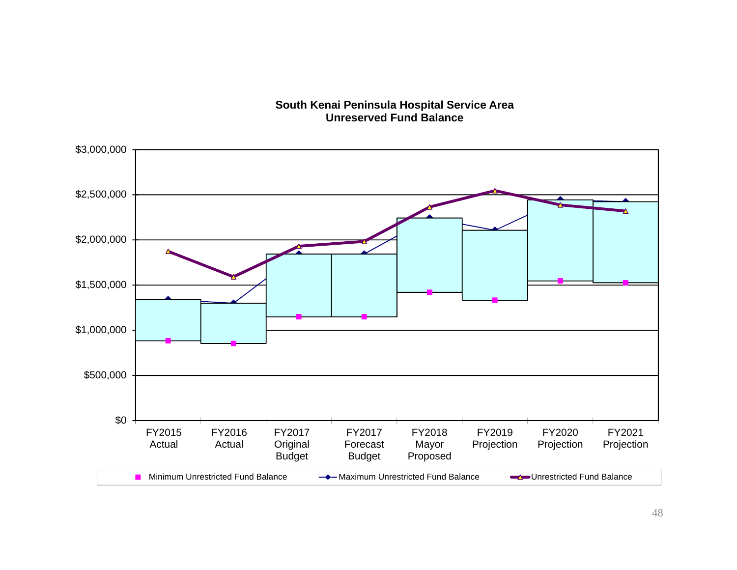**South Kenai Peninsula Hospital Service Area**
**Unreserved Fund Balance**

$3,000,000
$2,500,000
$2,000,000
$1,500,000
$1,000,000
$500,000
$0

FY2015 Actual | FY2016 Actual | FY2017 Original Budget | FY2017 Forecast Budget | FY2018 Mayor Proposed | FY2019 Projection | FY2020 Projection | FY2021 Projection

Minimum Unrestricted Fund Balance | Maximum Unrestricted Fund Balance | Unrestricted Fund Balance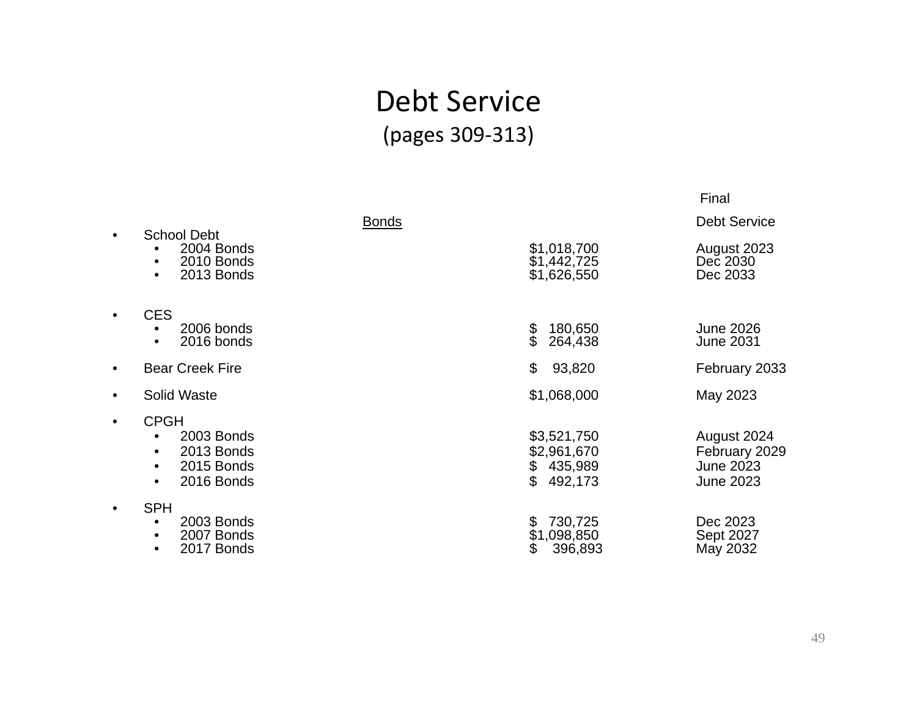# Debt Service

(pages 309-313)

| | Bonds | Final Debt Service |
|---|---|---|
| • School Debt | | |
| • 2004 Bonds | $1,018,700 | August 2023 |
| • 2010 Bonds | $1,442,725 | Dec 2030 |
| • 2013 Bonds | $1,626,550 | Dec 2033 |
| • CES | | |
| • 2006 bonds | $ 180,650 | June 2026 |
| • 2016 bonds | $ 264,438 | June 2031 |
| • Bear Creek Fire | $ 93,820 | February 2033 |
| • Solid Waste | $1,068,000 | May 2023 |
| • CPGH | | |
| • 2003 Bonds | $3,521,750 | August 2024 |
| • 2013 Bonds | $2,961,670 | February 2029 |
| • 2015 Bonds | $ 435,989 | June 2023 |
| • 2016 Bonds | $ 492,173 | June 2023 |
| • SPH | | |
| • 2003 Bonds | $ 730,725 | Dec 2023 |
| • 2007 Bonds | $1,098,850 | Sept 2027 |
| • 2017 Bonds | $ 396,893 | May 2032 |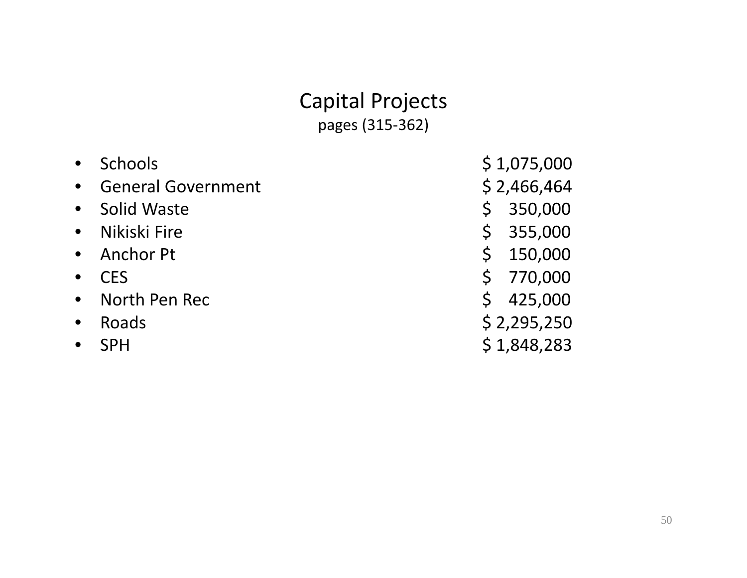# Capital Projects

pages (315-362)

- Schools $ 1,075,000
- General Government $ 2,466,464
- Solid Waste $ 350,000
- Nikiski Fire $ 355,000
- Anchor Pt $ 150,000
- CES $ 770,000
- North Pen Rec $ 425,000
- Roads $ 2,295,250
- SPH $ 1,848,283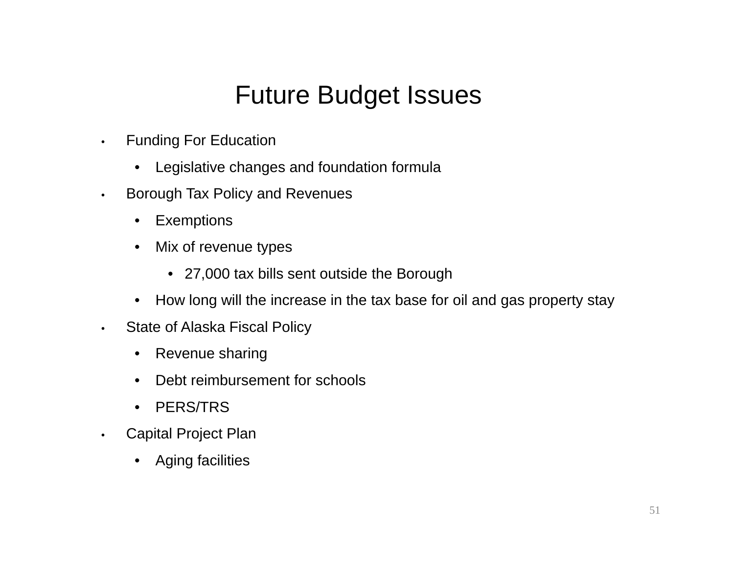# Future Budget Issues

- Funding For Education
  - Legislative changes and foundation formula
- Borough Tax Policy and Revenues
  - Exemptions
  - Mix of revenue types
    - 27,000 tax bills sent outside the Borough
  - How long will the increase in the tax base for oil and gas property stay
- State of Alaska Fiscal Policy
  - Revenue sharing
  - Debt reimbursement for schools
  - PERS/TRS
- Capital Project Plan
  - Aging facilities